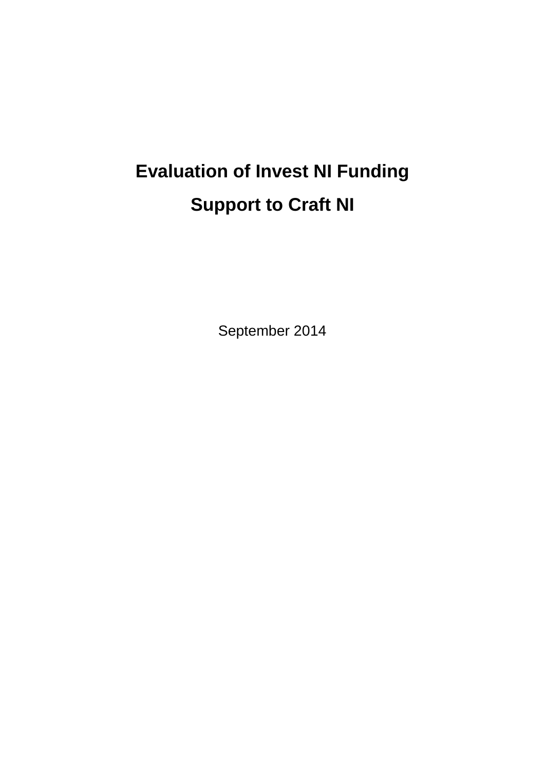# Evaluation of Invest NI Funding Support to Craft NI

September 2014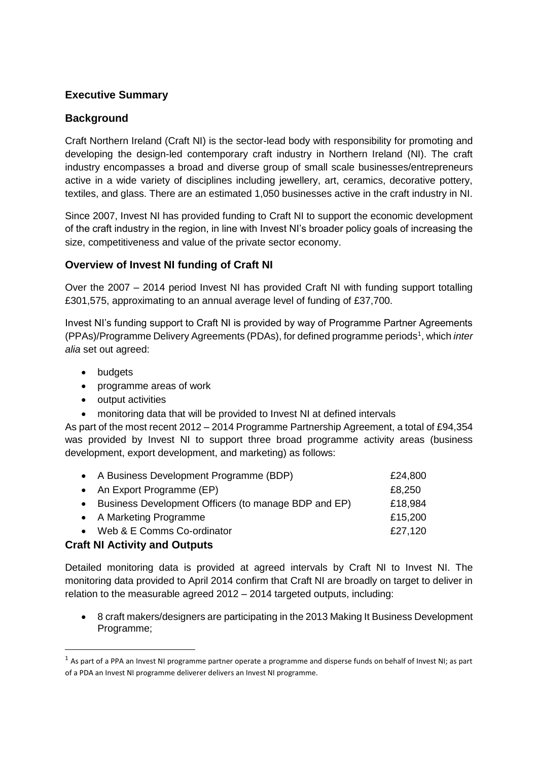## Executive Summary

## Background

Craft Northern Ireland (Craft NI) is the sector-lead body with responsibility for promoting and developing the design-led contemporary craft industry in Northern Ireland (NI). The craft industry encompasses a broad and diverse group of small scale businesses/entrepreneurs active in a wide variety of disciplines including jewellery, art, ceramics, decorative pottery, textiles, and glass. There are an estimated 1,050 businesses active in the craft industry in NI.

Since 2007, Invest NI has provided funding to Craft NI to support the economic development of the craft industry in the region, in line with Invest NI's broader policy goals of increasing the size, competitiveness and value of the private sector economy.

## Overview of Invest NI funding of Craft NI

Over the 2007 – 2014 period Invest NI has provided Craft NI with funding support totalling £301,575, approximating to an annual average level of funding of £37,700.

Invest NI's funding support to Craft NI is provided by way of Programme Partner Agreements (PPAs)/Programme Delivery Agreements (PDAs), for defined programme periods[1], which *inter alia* set out agreed:

- budgets
- programme areas of work
- output activities
- monitoring data that will be provided to Invest NI at defined intervals

As part of the most recent 2012 – 2014 Programme Partnership Agreement, a total of £94,354 was provided by Invest NI to support three broad programme activity areas (business development, export development, and marketing) as follows:

| | |
|---|---|
| • A Business Development Programme (BDP) | £24,800 |
| • An Export Programme (EP) | £8,250 |
| • Business Development Officers (to manage BDP and EP) | £18,984 |
| • A Marketing Programme | £15,200 |
| • Web & E Comms Co-ordinator | £27,120 |

## Craft NI Activity and Outputs

Detailed monitoring data is provided at agreed intervals by Craft NI to Invest NI. The monitoring data provided to April 2014 confirm that Craft NI are broadly on target to deliver in relation to the measurable agreed 2012 – 2014 targeted outputs, including:

- 8 craft makers/designers are participating in the 2013 Making It Business Development Programme;

[1] As part of a PPA an Invest NI programme partner operate a programme and disperse funds on behalf of Invest NI; as part of a PDA an Invest NI programme deliverer delivers an Invest NI programme.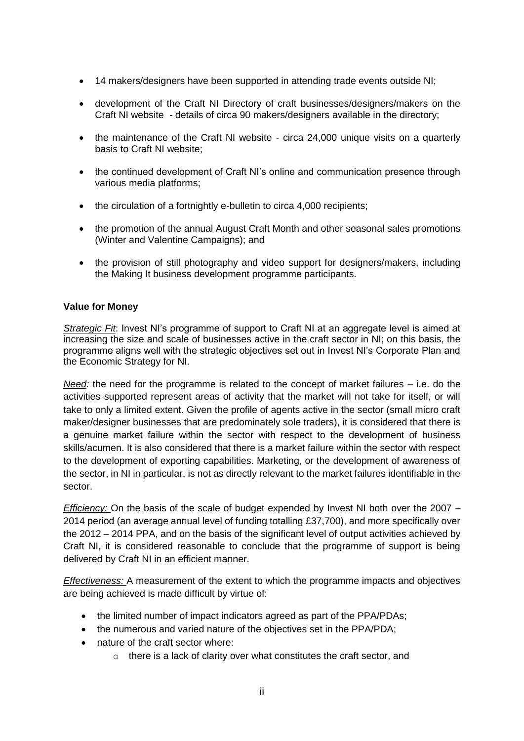- 14 makers/designers have been supported in attending trade events outside NI;
- development of the Craft NI Directory of craft businesses/designers/makers on the Craft NI website - details of circa 90 makers/designers available in the directory;
- the maintenance of the Craft NI website - circa 24,000 unique visits on a quarterly basis to Craft NI website;
- the continued development of Craft NI's online and communication presence through various media platforms;
- the circulation of a fortnightly e-bulletin to circa 4,000 recipients;
- the promotion of the annual August Craft Month and other seasonal sales promotions (Winter and Valentine Campaigns); and
- the provision of still photography and video support for designers/makers, including the Making It business development programme participants.

**Value for Money**

*Strategic Fit*: Invest NI's programme of support to Craft NI at an aggregate level is aimed at increasing the size and scale of businesses active in the craft sector in NI; on this basis, the programme aligns well with the strategic objectives set out in Invest NI's Corporate Plan and the Economic Strategy for NI.

*Need:* the need for the programme is related to the concept of market failures – i.e. do the activities supported represent areas of activity that the market will not take for itself, or will take to only a limited extent. Given the profile of agents active in the sector (small micro craft maker/designer businesses that are predominately sole traders), it is considered that there is a genuine market failure within the sector with respect to the development of business skills/acumen. It is also considered that there is a market failure within the sector with respect to the development of exporting capabilities. Marketing, or the development of awareness of the sector, in NI in particular, is not as directly relevant to the market failures identifiable in the sector.

*Efficiency:* On the basis of the scale of budget expended by Invest NI both over the 2007 – 2014 period (an average annual level of funding totalling £37,700), and more specifically over the 2012 – 2014 PPA, and on the basis of the significant level of output activities achieved by Craft NI, it is considered reasonable to conclude that the programme of support is being delivered by Craft NI in an efficient manner.

*Effectiveness:* A measurement of the extent to which the programme impacts and objectives are being achieved is made difficult by virtue of:

- the limited number of impact indicators agreed as part of the PPA/PDAs;
- the numerous and varied nature of the objectives set in the PPA/PDA;
- nature of the craft sector where:
  - there is a lack of clarity over what constitutes the craft sector, and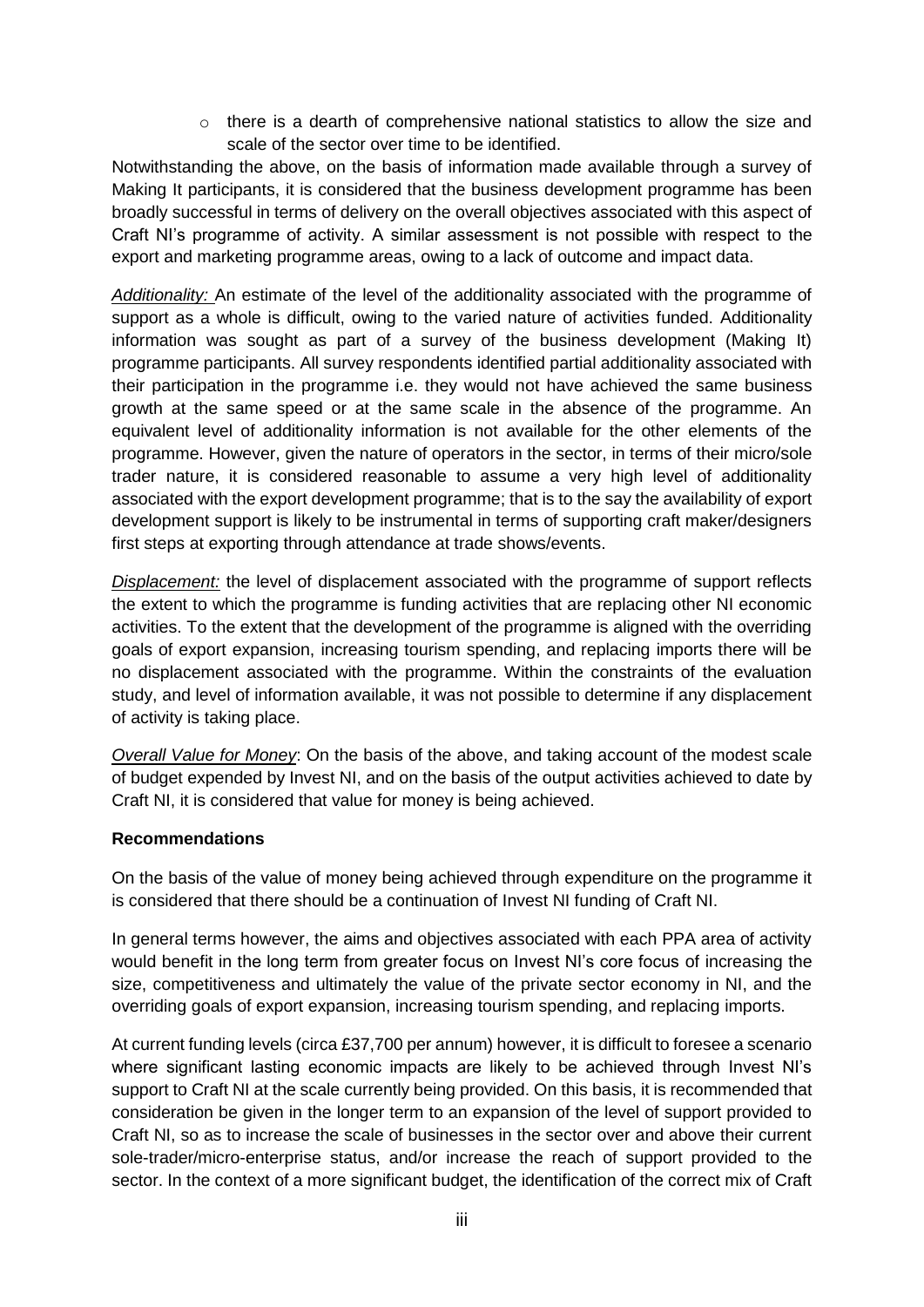- there is a dearth of comprehensive national statistics to allow the size and scale of the sector over time to be identified.

Notwithstanding the above, on the basis of information made available through a survey of Making It participants, it is considered that the business development programme has been broadly successful in terms of delivery on the overall objectives associated with this aspect of Craft NI's programme of activity. A similar assessment is not possible with respect to the export and marketing programme areas, owing to a lack of outcome and impact data.

*Additionality:* An estimate of the level of the additionality associated with the programme of support as a whole is difficult, owing to the varied nature of activities funded. Additionality information was sought as part of a survey of the business development (Making It) programme participants. All survey respondents identified partial additionality associated with their participation in the programme i.e. they would not have achieved the same business growth at the same speed or at the same scale in the absence of the programme. An equivalent level of additionality information is not available for the other elements of the programme. However, given the nature of operators in the sector, in terms of their micro/sole trader nature, it is considered reasonable to assume a very high level of additionality associated with the export development programme; that is to the say the availability of export development support is likely to be instrumental in terms of supporting craft maker/designers first steps at exporting through attendance at trade shows/events.

*Displacement:* the level of displacement associated with the programme of support reflects the extent to which the programme is funding activities that are replacing other NI economic activities. To the extent that the development of the programme is aligned with the overriding goals of export expansion, increasing tourism spending, and replacing imports there will be no displacement associated with the programme. Within the constraints of the evaluation study, and level of information available, it was not possible to determine if any displacement of activity is taking place.

*Overall Value for Money*: On the basis of the above, and taking account of the modest scale of budget expended by Invest NI, and on the basis of the output activities achieved to date by Craft NI, it is considered that value for money is being achieved.

**Recommendations**

On the basis of the value of money being achieved through expenditure on the programme it is considered that there should be a continuation of Invest NI funding of Craft NI.

In general terms however, the aims and objectives associated with each PPA area of activity would benefit in the long term from greater focus on Invest NI's core focus of increasing the size, competitiveness and ultimately the value of the private sector economy in NI, and the overriding goals of export expansion, increasing tourism spending, and replacing imports.

At current funding levels (circa £37,700 per annum) however, it is difficult to foresee a scenario where significant lasting economic impacts are likely to be achieved through Invest NI's support to Craft NI at the scale currently being provided. On this basis, it is recommended that consideration be given in the longer term to an expansion of the level of support provided to Craft NI, so as to increase the scale of businesses in the sector over and above their current sole-trader/micro-enterprise status, and/or increase the reach of support provided to the sector. In the context of a more significant budget, the identification of the correct mix of Craft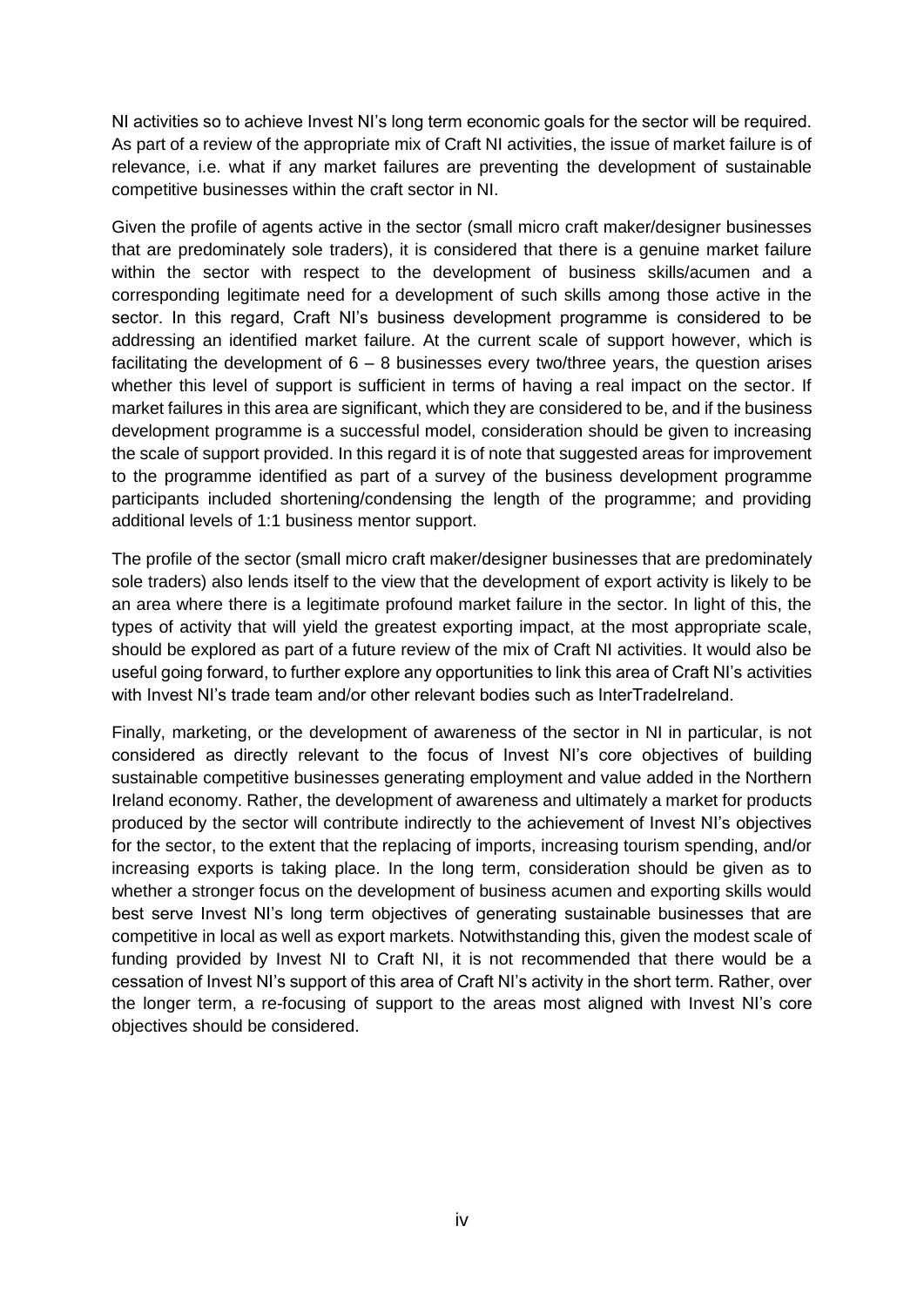NI activities so to achieve Invest NI's long term economic goals for the sector will be required. As part of a review of the appropriate mix of Craft NI activities, the issue of market failure is of relevance, i.e. what if any market failures are preventing the development of sustainable competitive businesses within the craft sector in NI.

Given the profile of agents active in the sector (small micro craft maker/designer businesses that are predominately sole traders), it is considered that there is a genuine market failure within the sector with respect to the development of business skills/acumen and a corresponding legitimate need for a development of such skills among those active in the sector. In this regard, Craft NI's business development programme is considered to be addressing an identified market failure. At the current scale of support however, which is facilitating the development of 6 – 8 businesses every two/three years, the question arises whether this level of support is sufficient in terms of having a real impact on the sector. If market failures in this area are significant, which they are considered to be, and if the business development programme is a successful model, consideration should be given to increasing the scale of support provided. In this regard it is of note that suggested areas for improvement to the programme identified as part of a survey of the business development programme participants included shortening/condensing the length of the programme; and providing additional levels of 1:1 business mentor support.

The profile of the sector (small micro craft maker/designer businesses that are predominately sole traders) also lends itself to the view that the development of export activity is likely to be an area where there is a legitimate profound market failure in the sector. In light of this, the types of activity that will yield the greatest exporting impact, at the most appropriate scale, should be explored as part of a future review of the mix of Craft NI activities. It would also be useful going forward, to further explore any opportunities to link this area of Craft NI's activities with Invest NI's trade team and/or other relevant bodies such as InterTradeIreland.

Finally, marketing, or the development of awareness of the sector in NI in particular, is not considered as directly relevant to the focus of Invest NI's core objectives of building sustainable competitive businesses generating employment and value added in the Northern Ireland economy. Rather, the development of awareness and ultimately a market for products produced by the sector will contribute indirectly to the achievement of Invest NI's objectives for the sector, to the extent that the replacing of imports, increasing tourism spending, and/or increasing exports is taking place. In the long term, consideration should be given as to whether a stronger focus on the development of business acumen and exporting skills would best serve Invest NI's long term objectives of generating sustainable businesses that are competitive in local as well as export markets. Notwithstanding this, given the modest scale of funding provided by Invest NI to Craft NI, it is not recommended that there would be a cessation of Invest NI's support of this area of Craft NI's activity in the short term. Rather, over the longer term, a re-focusing of support to the areas most aligned with Invest NI's core objectives should be considered.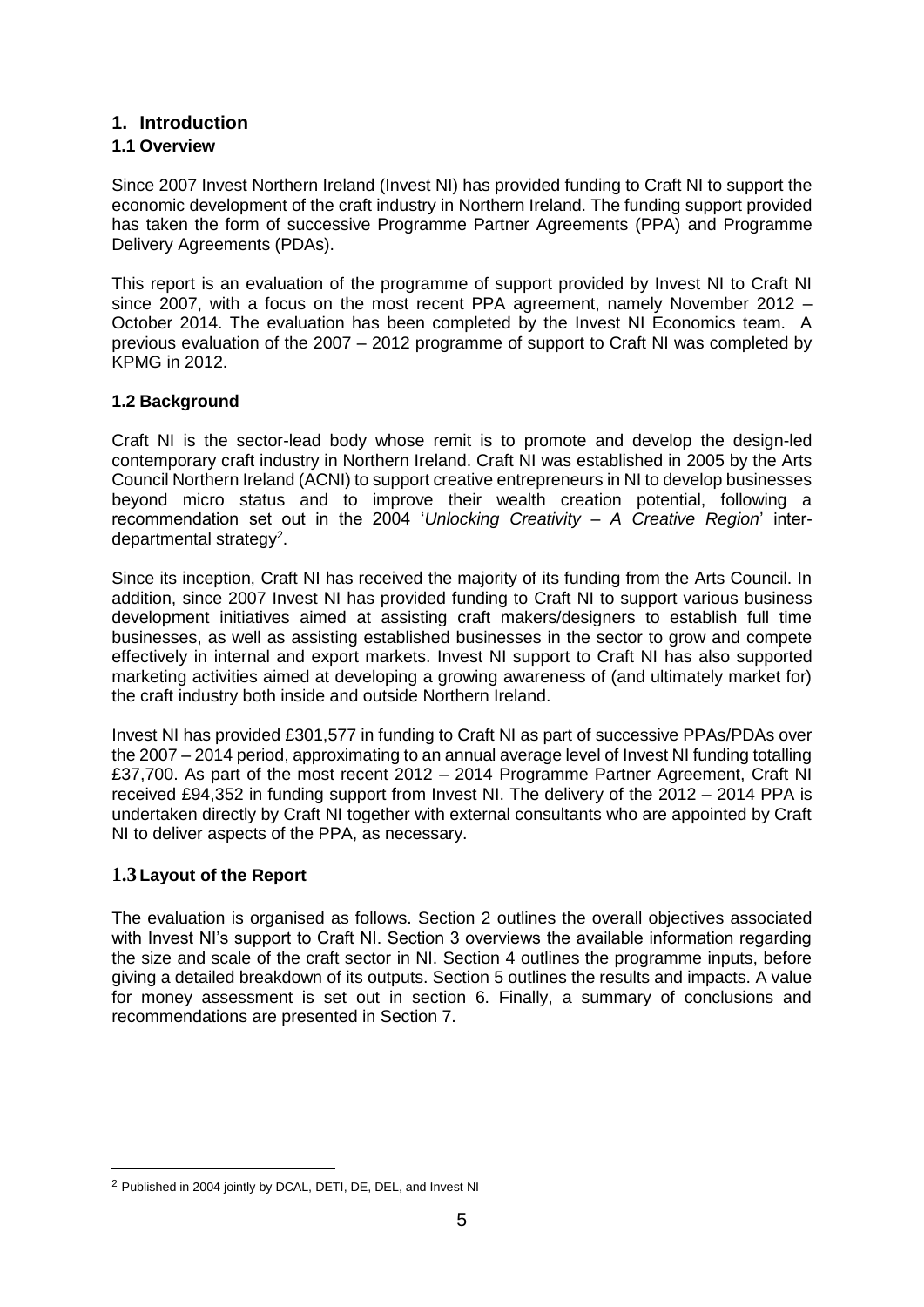# 1. Introduction

## 1.1 Overview

Since 2007 Invest Northern Ireland (Invest NI) has provided funding to Craft NI to support the economic development of the craft industry in Northern Ireland. The funding support provided has taken the form of successive Programme Partner Agreements (PPA) and Programme Delivery Agreements (PDAs).

This report is an evaluation of the programme of support provided by Invest NI to Craft NI since 2007, with a focus on the most recent PPA agreement, namely November 2012 – October 2014. The evaluation has been completed by the Invest NI Economics team. A previous evaluation of the 2007 – 2012 programme of support to Craft NI was completed by KPMG in 2012.

## 1.2 Background

Craft NI is the sector-lead body whose remit is to promote and develop the design-led contemporary craft industry in Northern Ireland. Craft NI was established in 2005 by the Arts Council Northern Ireland (ACNI) to support creative entrepreneurs in NI to develop businesses beyond micro status and to improve their wealth creation potential, following a recommendation set out in the 2004 '*Unlocking Creativity – A Creative Region*' inter-departmental strategy[2].

Since its inception, Craft NI has received the majority of its funding from the Arts Council. In addition, since 2007 Invest NI has provided funding to Craft NI to support various business development initiatives aimed at assisting craft makers/designers to establish full time businesses, as well as assisting established businesses in the sector to grow and compete effectively in internal and export markets. Invest NI support to Craft NI has also supported marketing activities aimed at developing a growing awareness of (and ultimately market for) the craft industry both inside and outside Northern Ireland.

Invest NI has provided £301,577 in funding to Craft NI as part of successive PPAs/PDAs over the 2007 – 2014 period, approximating to an annual average level of Invest NI funding totalling £37,700. As part of the most recent 2012 – 2014 Programme Partner Agreement, Craft NI received £94,352 in funding support from Invest NI. The delivery of the 2012 – 2014 PPA is undertaken directly by Craft NI together with external consultants who are appointed by Craft NI to deliver aspects of the PPA, as necessary.

## 1.3 Layout of the Report

The evaluation is organised as follows. Section 2 outlines the overall objectives associated with Invest NI's support to Craft NI. Section 3 overviews the available information regarding the size and scale of the craft sector in NI. Section 4 outlines the programme inputs, before giving a detailed breakdown of its outputs. Section 5 outlines the results and impacts. A value for money assessment is set out in section 6. Finally, a summary of conclusions and recommendations are presented in Section 7.

[2] Published in 2004 jointly by DCAL, DETI, DE, DEL, and Invest NI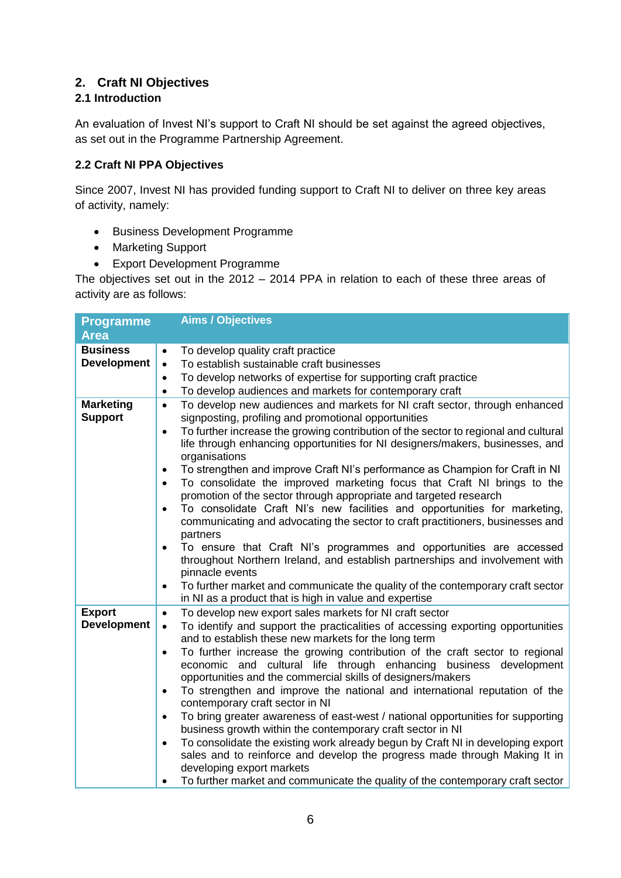## 2. Craft NI Objectives

### 2.1 Introduction

An evaluation of Invest NI's support to Craft NI should be set against the agreed objectives, as set out in the Programme Partnership Agreement.

### 2.2 Craft NI PPA Objectives

Since 2007, Invest NI has provided funding support to Craft NI to deliver on three key areas of activity, namely:

- Business Development Programme
- Marketing Support
- Export Development Programme

The objectives set out in the 2012 – 2014 PPA in relation to each of these three areas of activity are as follows:

| Programme Area | Aims / Objectives |
|---|---|
| **Business Development** | • To develop quality craft practice<br>• To establish sustainable craft businesses<br>• To develop networks of expertise for supporting craft practice<br>• To develop audiences and markets for contemporary craft |
| **Marketing Support** | • To develop new audiences and markets for NI craft sector, through enhanced signposting, profiling and promotional opportunities<br>• To further increase the growing contribution of the sector to regional and cultural life through enhancing opportunities for NI designers/makers, businesses, and organisations<br>• To strengthen and improve Craft NI's performance as Champion for Craft in NI<br>• To consolidate the improved marketing focus that Craft NI brings to the promotion of the sector through appropriate and targeted research<br>• To consolidate Craft NI's new facilities and opportunities for marketing, communicating and advocating the sector to craft practitioners, businesses and partners<br>• To ensure that Craft NI's programmes and opportunities are accessed throughout Northern Ireland, and establish partnerships and involvement with pinnacle events<br>• To further market and communicate the quality of the contemporary craft sector in NI as a product that is high in value and expertise |
| **Export Development** | • To develop new export sales markets for NI craft sector<br>• To identify and support the practicalities of accessing exporting opportunities and to establish these new markets for the long term<br>• To further increase the growing contribution of the craft sector to regional economic and cultural life through enhancing business development opportunities and the commercial skills of designers/makers<br>• To strengthen and improve the national and international reputation of the contemporary craft sector in NI<br>• To bring greater awareness of east-west / national opportunities for supporting business growth within the contemporary craft sector in NI<br>• To consolidate the existing work already begun by Craft NI in developing export sales and to reinforce and develop the progress made through Making It in developing export markets<br>• To further market and communicate the quality of the contemporary craft sector |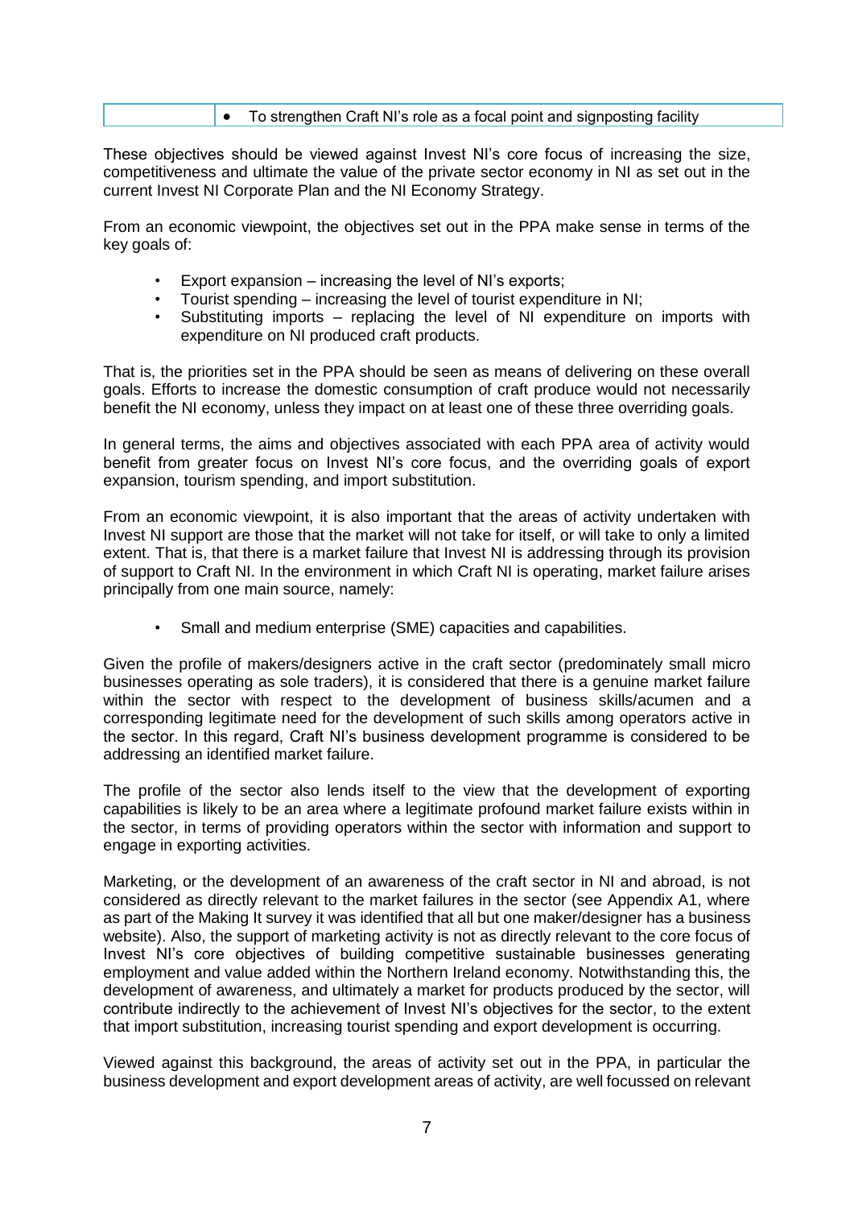| | |
|---|---|
| | • To strengthen Craft NI's role as a focal point and signposting facility |

These objectives should be viewed against Invest NI's core focus of increasing the size, competitiveness and ultimate the value of the private sector economy in NI as set out in the current Invest NI Corporate Plan and the NI Economy Strategy.

From an economic viewpoint, the objectives set out in the PPA make sense in terms of the key goals of:

- Export expansion – increasing the level of NI's exports;
- Tourist spending – increasing the level of tourist expenditure in NI;
- Substituting imports – replacing the level of NI expenditure on imports with expenditure on NI produced craft products.

That is, the priorities set in the PPA should be seen as means of delivering on these overall goals. Efforts to increase the domestic consumption of craft produce would not necessarily benefit the NI economy, unless they impact on at least one of these three overriding goals.

In general terms, the aims and objectives associated with each PPA area of activity would benefit from greater focus on Invest NI's core focus, and the overriding goals of export expansion, tourism spending, and import substitution.

From an economic viewpoint, it is also important that the areas of activity undertaken with Invest NI support are those that the market will not take for itself, or will take to only a limited extent. That is, that there is a market failure that Invest NI is addressing through its provision of support to Craft NI. In the environment in which Craft NI is operating, market failure arises principally from one main source, namely:

- Small and medium enterprise (SME) capacities and capabilities.

Given the profile of makers/designers active in the craft sector (predominately small micro businesses operating as sole traders), it is considered that there is a genuine market failure within the sector with respect to the development of business skills/acumen and a corresponding legitimate need for the development of such skills among operators active in the sector. In this regard, Craft NI's business development programme is considered to be addressing an identified market failure.

The profile of the sector also lends itself to the view that the development of exporting capabilities is likely to be an area where a legitimate profound market failure exists within in the sector, in terms of providing operators within the sector with information and support to engage in exporting activities.

Marketing, or the development of an awareness of the craft sector in NI and abroad, is not considered as directly relevant to the market failures in the sector (see Appendix A1, where as part of the Making It survey it was identified that all but one maker/designer has a business website). Also, the support of marketing activity is not as directly relevant to the core focus of Invest NI's core objectives of building competitive sustainable businesses generating employment and value added within the Northern Ireland economy. Notwithstanding this, the development of awareness, and ultimately a market for products produced by the sector, will contribute indirectly to the achievement of Invest NI's objectives for the sector, to the extent that import substitution, increasing tourist spending and export development is occurring.

Viewed against this background, the areas of activity set out in the PPA, in particular the business development and export development areas of activity, are well focussed on relevant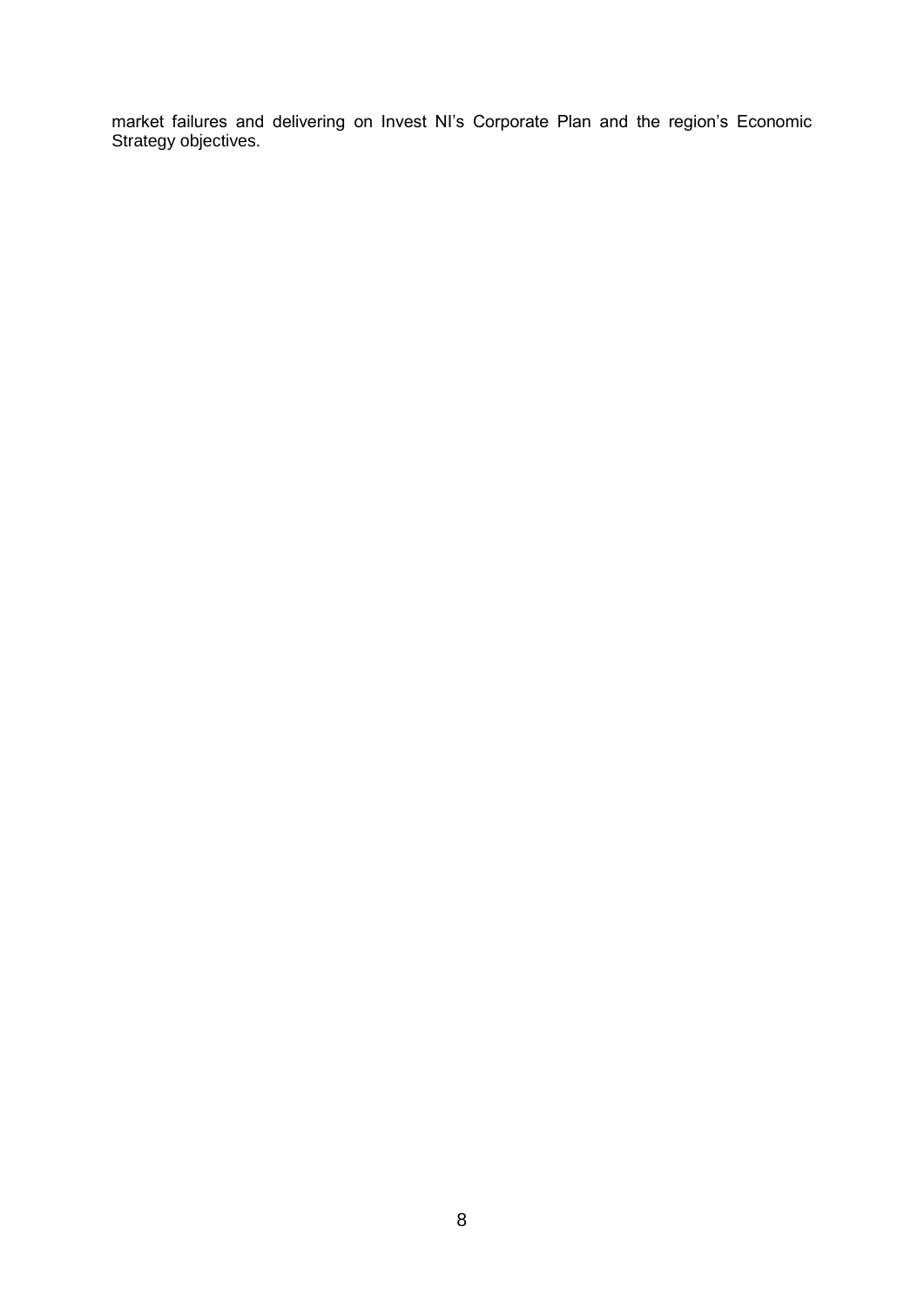market failures and delivering on Invest NI's Corporate Plan and the region's Economic Strategy objectives.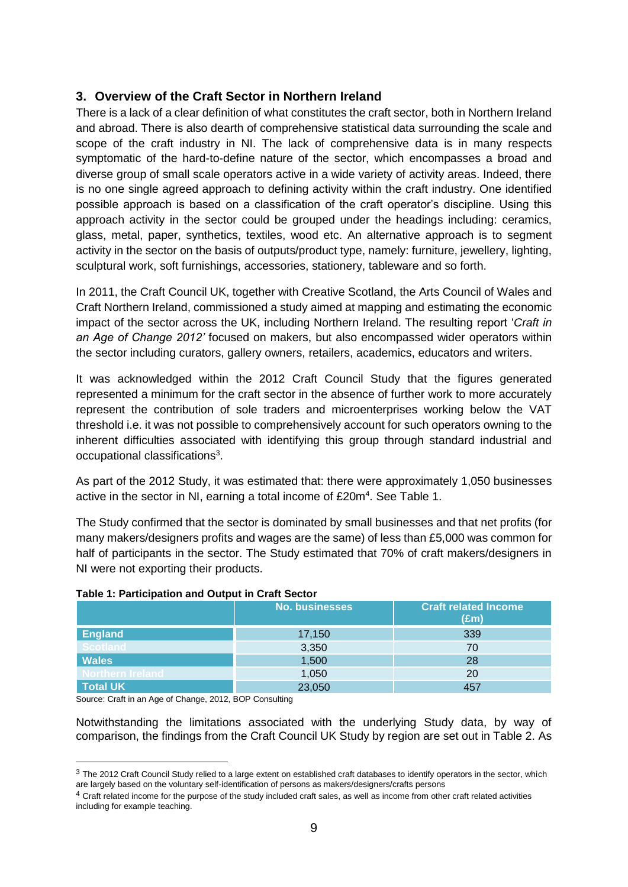## 3. Overview of the Craft Sector in Northern Ireland

There is a lack of a clear definition of what constitutes the craft sector, both in Northern Ireland and abroad. There is also dearth of comprehensive statistical data surrounding the scale and scope of the craft industry in NI. The lack of comprehensive data is in many respects symptomatic of the hard-to-define nature of the sector, which encompasses a broad and diverse group of small scale operators active in a wide variety of activity areas. Indeed, there is no one single agreed approach to defining activity within the craft industry. One identified possible approach is based on a classification of the craft operator's discipline. Using this approach activity in the sector could be grouped under the headings including: ceramics, glass, metal, paper, synthetics, textiles, wood etc. An alternative approach is to segment activity in the sector on the basis of outputs/product type, namely: furniture, jewellery, lighting, sculptural work, soft furnishings, accessories, stationery, tableware and so forth.

In 2011, the Craft Council UK, together with Creative Scotland, the Arts Council of Wales and Craft Northern Ireland, commissioned a study aimed at mapping and estimating the economic impact of the sector across the UK, including Northern Ireland. The resulting report '*Craft in an Age of Change 2012'* focused on makers, but also encompassed wider operators within the sector including curators, gallery owners, retailers, academics, educators and writers.

It was acknowledged within the 2012 Craft Council Study that the figures generated represented a minimum for the craft sector in the absence of further work to more accurately represent the contribution of sole traders and microenterprises working below the VAT threshold i.e. it was not possible to comprehensively account for such operators owning to the inherent difficulties associated with identifying this group through standard industrial and occupational classifications[3].

As part of the 2012 Study, it was estimated that: there were approximately 1,050 businesses active in the sector in NI, earning a total income of £20m[4]. See Table 1.

The Study confirmed that the sector is dominated by small businesses and that net profits (for many makers/designers profits and wages are the same) of less than £5,000 was common for half of participants in the sector. The Study estimated that 70% of craft makers/designers in NI were not exporting their products.

**Table 1: Participation and Output in Craft Sector**

| | No. businesses | Craft related Income (£m) |
|---|---|---|
| **England** | 17,150 | 339 |
| **Scotland** | 3,350 | 70 |
| **Wales** | 1,500 | 28 |
| **Northern Ireland** | 1,050 | 20 |
| **Total UK** | 23,050 | 457 |

Source: Craft in an Age of Change, 2012, BOP Consulting

Notwithstanding the limitations associated with the underlying Study data, by way of comparison, the findings from the Craft Council UK Study by region are set out in Table 2. As

---

[3] The 2012 Craft Council Study relied to a large extent on established craft databases to identify operators in the sector, which are largely based on the voluntary self-identification of persons as makers/designers/crafts persons

[4] Craft related income for the purpose of the study included craft sales, as well as income from other craft related activities including for example teaching.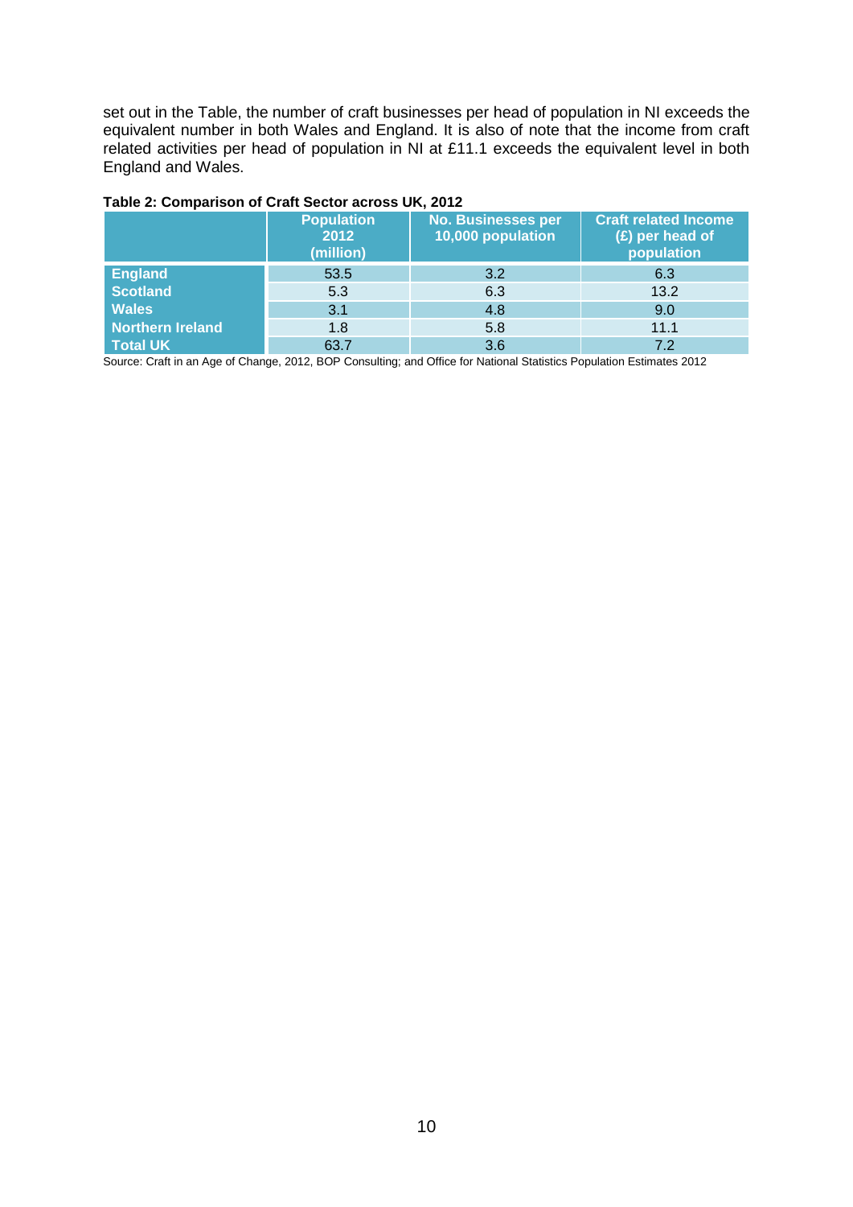set out in the Table, the number of craft businesses per head of population in NI exceeds the equivalent number in both Wales and England. It is also of note that the income from craft related activities per head of population in NI at £11.1 exceeds the equivalent level in both England and Wales.

**Table 2: Comparison of Craft Sector across UK, 2012**

| | Population 2012 (million) | No. Businesses per 10,000 population | Craft related Income (£) per head of population |
|---|---|---|---|
| **England** | 53.5 | 3.2 | 6.3 |
| **Scotland** | 5.3 | 6.3 | 13.2 |
| **Wales** | 3.1 | 4.8 | 9.0 |
| **Northern Ireland** | 1.8 | 5.8 | 11.1 |
| **Total UK** | 63.7 | 3.6 | 7.2 |

Source: Craft in an Age of Change, 2012, BOP Consulting; and Office for National Statistics Population Estimates 2012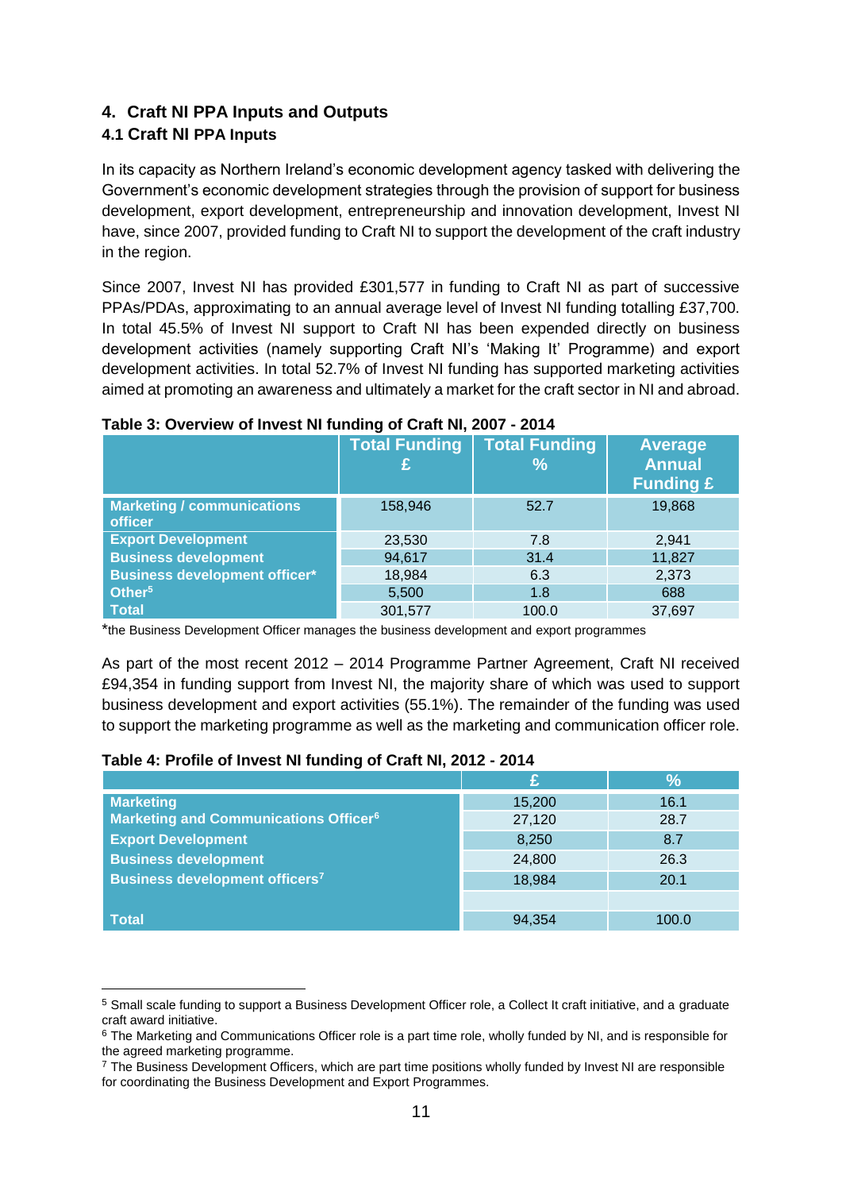## 4. Craft NI PPA Inputs and Outputs

### 4.1 Craft NI PPA Inputs

In its capacity as Northern Ireland's economic development agency tasked with delivering the Government's economic development strategies through the provision of support for business development, export development, entrepreneurship and innovation development, Invest NI have, since 2007, provided funding to Craft NI to support the development of the craft industry in the region.

Since 2007, Invest NI has provided £301,577 in funding to Craft NI as part of successive PPAs/PDAs, approximating to an annual average level of Invest NI funding totalling £37,700. In total 45.5% of Invest NI support to Craft NI has been expended directly on business development activities (namely supporting Craft NI's 'Making It' Programme) and export development activities. In total 52.7% of Invest NI funding has supported marketing activities aimed at promoting an awareness and ultimately a market for the craft sector in NI and abroad.

**Table 3: Overview of Invest NI funding of Craft NI, 2007 - 2014**

| | Total Funding £ | Total Funding % | Average Annual Funding £ |
|---|---|---|---|
| **Marketing / communications officer** | 158,946 | 52.7 | 19,868 |
| **Export Development** | 23,530 | 7.8 | 2,941 |
| **Business development** | 94,617 | 31.4 | 11,827 |
| **Business development officer*** | 18,984 | 6.3 | 2,373 |
| **Other[5]** | 5,500 | 1.8 | 688 |
| **Total** | 301,577 | 100.0 | 37,697 |

*the Business Development Officer manages the business development and export programmes

As part of the most recent 2012 – 2014 Programme Partner Agreement, Craft NI received £94,354 in funding support from Invest NI, the majority share of which was used to support business development and export activities (55.1%). The remainder of the funding was used to support the marketing programme as well as the marketing and communication officer role.

**Table 4: Profile of Invest NI funding of Craft NI, 2012 - 2014**

| | £ | % |
|---|---|---|
| **Marketing** | 15,200 | 16.1 |
| **Marketing and Communications Officer[6]** | 27,120 | 28.7 |
| **Export Development** | 8,250 | 8.7 |
| **Business development** | 24,800 | 26.3 |
| **Business development officers[7]** | 18,984 | 20.1 |
| | | |
| **Total** | 94,354 | 100.0 |

[5] Small scale funding to support a Business Development Officer role, a Collect It craft initiative, and a graduate craft award initiative.

[6] The Marketing and Communications Officer role is a part time role, wholly funded by NI, and is responsible for the agreed marketing programme.

[7] The Business Development Officers, which are part time positions wholly funded by Invest NI are responsible for coordinating the Business Development and Export Programmes.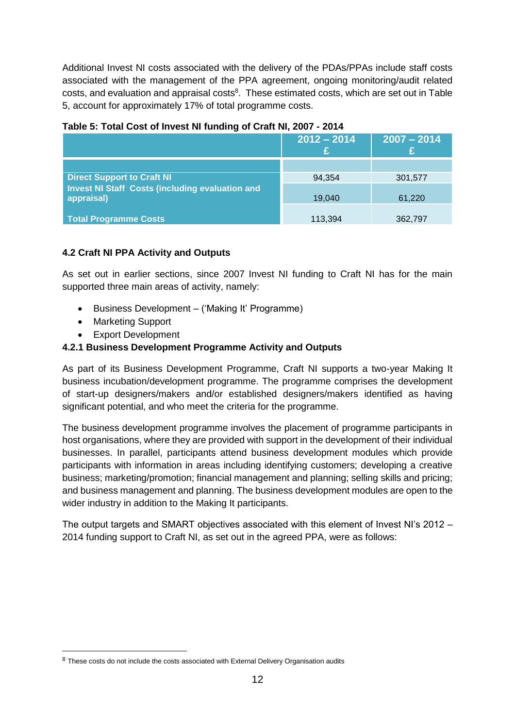Additional Invest NI costs associated with the delivery of the PDAs/PPAs include staff costs associated with the management of the PPA agreement, ongoing monitoring/audit related costs, and evaluation and appraisal costs[8]. These estimated costs, which are set out in Table 5, account for approximately 17% of total programme costs.

**Table 5: Total Cost of Invest NI funding of Craft NI, 2007 - 2014**

| | 2012 – 2014 £ | 2007 – 2014 £ |
|---|---|---|
| | | |
| **Direct Support to Craft NI** | 94,354 | 301,577 |
| **Invest NI Staff Costs (including evaluation and appraisal)** | 19,040 | 61,220 |
| **Total Programme Costs** | 113,394 | 362,797 |

### 4.2 Craft NI PPA Activity and Outputs

As set out in earlier sections, since 2007 Invest NI funding to Craft NI has for the main supported three main areas of activity, namely:

- Business Development – ('Making It' Programme)
- Marketing Support
- Export Development

#### 4.2.1 Business Development Programme Activity and Outputs

As part of its Business Development Programme, Craft NI supports a two-year Making It business incubation/development programme. The programme comprises the development of start-up designers/makers and/or established designers/makers identified as having significant potential, and who meet the criteria for the programme.

The business development programme involves the placement of programme participants in host organisations, where they are provided with support in the development of their individual businesses. In parallel, participants attend business development modules which provide participants with information in areas including identifying customers; developing a creative business; marketing/promotion; financial management and planning; selling skills and pricing; and business management and planning. The business development modules are open to the wider industry in addition to the Making It participants.

The output targets and SMART objectives associated with this element of Invest NI's 2012 – 2014 funding support to Craft NI, as set out in the agreed PPA, were as follows:

[8] These costs do not include the costs associated with External Delivery Organisation audits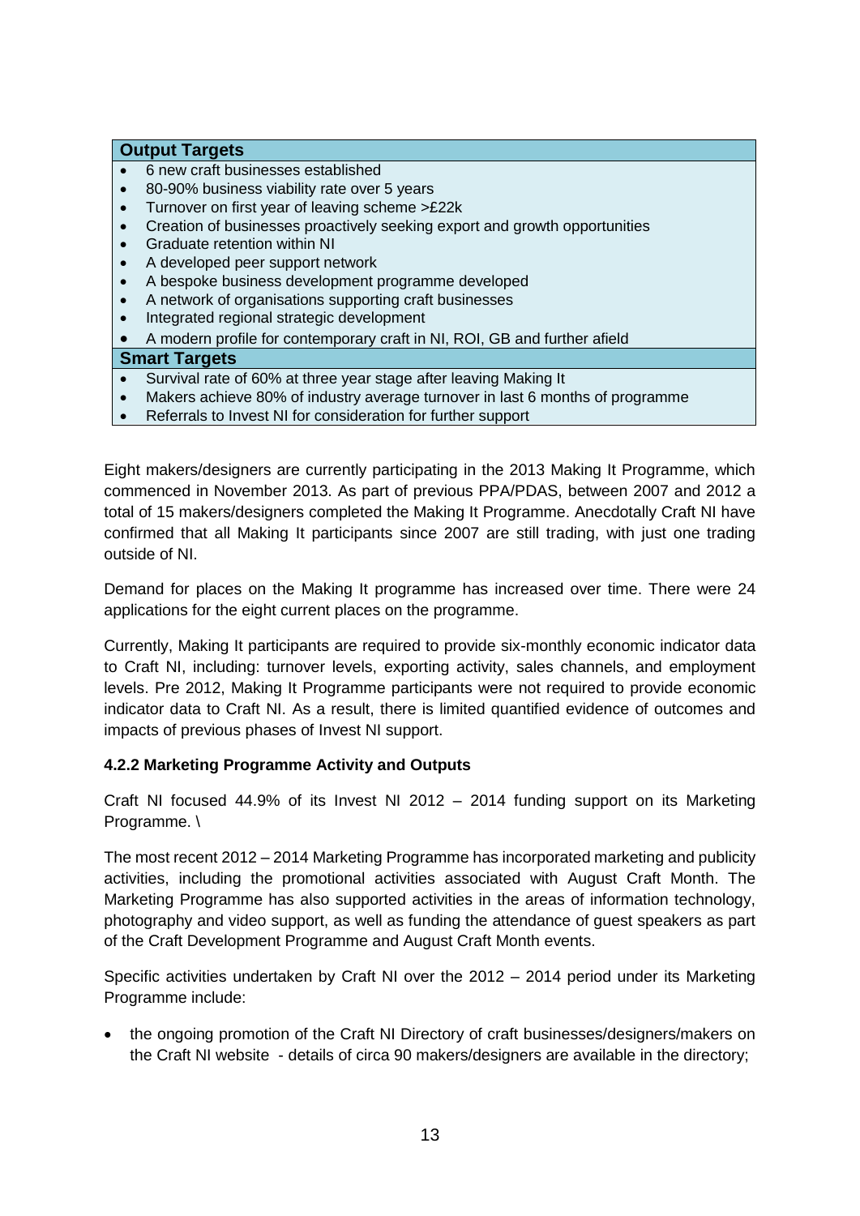| Output Targets |
| --- |
| • 6 new craft businesses established<br>• 80-90% business viability rate over 5 years<br>• Turnover on first year of leaving scheme >£22k<br>• Creation of businesses proactively seeking export and growth opportunities<br>• Graduate retention within NI<br>• A developed peer support network<br>• A bespoke business development programme developed<br>• A network of organisations supporting craft businesses<br>• Integrated regional strategic development<br>• A modern profile for contemporary craft in NI, ROI, GB and further afield |
| **Smart Targets** |
| • Survival rate of 60% at three year stage after leaving Making It<br>• Makers achieve 80% of industry average turnover in last 6 months of programme<br>• Referrals to Invest NI for consideration for further support |

Eight makers/designers are currently participating in the 2013 Making It Programme, which commenced in November 2013. As part of previous PPA/PDAS, between 2007 and 2012 a total of 15 makers/designers completed the Making It Programme. Anecdotally Craft NI have confirmed that all Making It participants since 2007 are still trading, with just one trading outside of NI.

Demand for places on the Making It programme has increased over time. There were 24 applications for the eight current places on the programme.

Currently, Making It participants are required to provide six-monthly economic indicator data to Craft NI, including: turnover levels, exporting activity, sales channels, and employment levels. Pre 2012, Making It Programme participants were not required to provide economic indicator data to Craft NI. As a result, there is limited quantified evidence of outcomes and impacts of previous phases of Invest NI support.

#### 4.2.2 Marketing Programme Activity and Outputs

Craft NI focused 44.9% of its Invest NI 2012 – 2014 funding support on its Marketing Programme. \

The most recent 2012 – 2014 Marketing Programme has incorporated marketing and publicity activities, including the promotional activities associated with August Craft Month. The Marketing Programme has also supported activities in the areas of information technology, photography and video support, as well as funding the attendance of guest speakers as part of the Craft Development Programme and August Craft Month events.

Specific activities undertaken by Craft NI over the 2012 – 2014 period under its Marketing Programme include:

- the ongoing promotion of the Craft NI Directory of craft businesses/designers/makers on the Craft NI website - details of circa 90 makers/designers are available in the directory;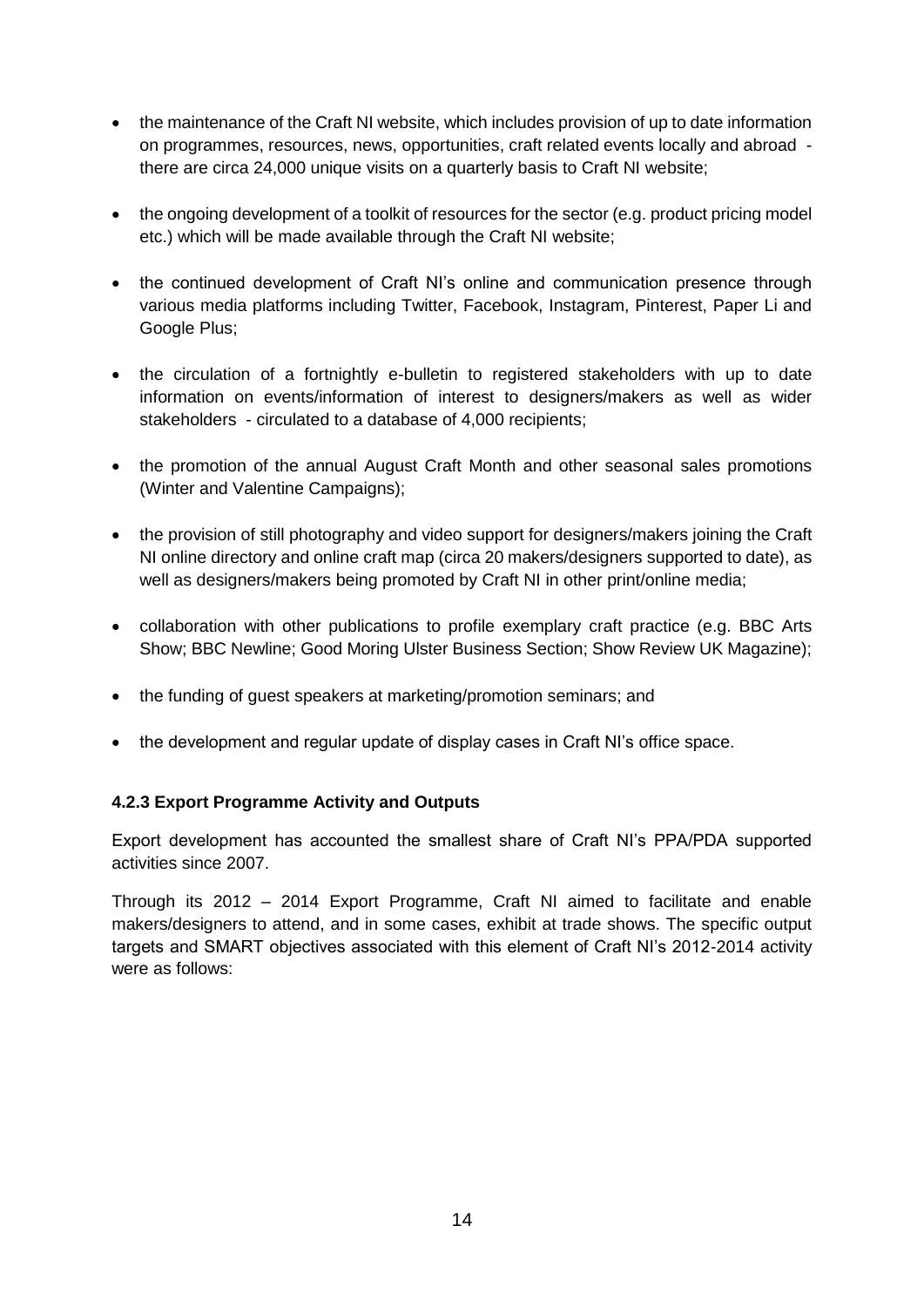- the maintenance of the Craft NI website, which includes provision of up to date information on programmes, resources, news, opportunities, craft related events locally and abroad - there are circa 24,000 unique visits on a quarterly basis to Craft NI website;
- the ongoing development of a toolkit of resources for the sector (e.g. product pricing model etc.) which will be made available through the Craft NI website;
- the continued development of Craft NI's online and communication presence through various media platforms including Twitter, Facebook, Instagram, Pinterest, Paper Li and Google Plus;
- the circulation of a fortnightly e-bulletin to registered stakeholders with up to date information on events/information of interest to designers/makers as well as wider stakeholders - circulated to a database of 4,000 recipients;
- the promotion of the annual August Craft Month and other seasonal sales promotions (Winter and Valentine Campaigns);
- the provision of still photography and video support for designers/makers joining the Craft NI online directory and online craft map (circa 20 makers/designers supported to date), as well as designers/makers being promoted by Craft NI in other print/online media;
- collaboration with other publications to profile exemplary craft practice (e.g. BBC Arts Show; BBC Newline; Good Moring Ulster Business Section; Show Review UK Magazine);
- the funding of guest speakers at marketing/promotion seminars; and
- the development and regular update of display cases in Craft NI's office space.

#### 4.2.3 Export Programme Activity and Outputs

Export development has accounted the smallest share of Craft NI's PPA/PDA supported activities since 2007.

Through its 2012 – 2014 Export Programme, Craft NI aimed to facilitate and enable makers/designers to attend, and in some cases, exhibit at trade shows. The specific output targets and SMART objectives associated with this element of Craft NI's 2012-2014 activity were as follows: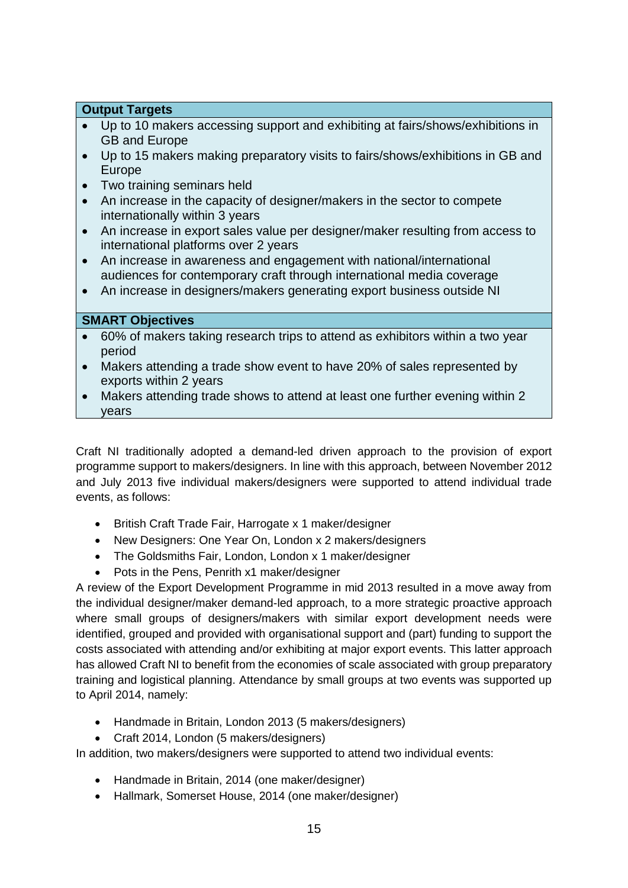| Output Targets |
|---|
| • Up to 10 makers accessing support and exhibiting at fairs/shows/exhibitions in GB and Europe<br>• Up to 15 makers making preparatory visits to fairs/shows/exhibitions in GB and Europe<br>• Two training seminars held<br>• An increase in the capacity of designer/makers in the sector to compete internationally within 3 years<br>• An increase in export sales value per designer/maker resulting from access to international platforms over 2 years<br>• An increase in awareness and engagement with national/international audiences for contemporary craft through international media coverage<br>• An increase in designers/makers generating export business outside NI |
| **SMART Objectives** |
| • 60% of makers taking research trips to attend as exhibitors within a two year period<br>• Makers attending a trade show event to have 20% of sales represented by exports within 2 years<br>• Makers attending trade shows to attend at least one further evening within 2 years |

Craft NI traditionally adopted a demand-led driven approach to the provision of export programme support to makers/designers. In line with this approach, between November 2012 and July 2013 five individual makers/designers were supported to attend individual trade events, as follows:

- British Craft Trade Fair, Harrogate x 1 maker/designer
- New Designers: One Year On, London x 2 makers/designers
- The Goldsmiths Fair, London, London x 1 maker/designer
- Pots in the Pens, Penrith x1 maker/designer

A review of the Export Development Programme in mid 2013 resulted in a move away from the individual designer/maker demand-led approach, to a more strategic proactive approach where small groups of designers/makers with similar export development needs were identified, grouped and provided with organisational support and (part) funding to support the costs associated with attending and/or exhibiting at major export events. This latter approach has allowed Craft NI to benefit from the economies of scale associated with group preparatory training and logistical planning. Attendance by small groups at two events was supported up to April 2014, namely:

- Handmade in Britain, London 2013 (5 makers/designers)
- Craft 2014, London (5 makers/designers)

In addition, two makers/designers were supported to attend two individual events:

- Handmade in Britain, 2014 (one maker/designer)
- Hallmark, Somerset House, 2014 (one maker/designer)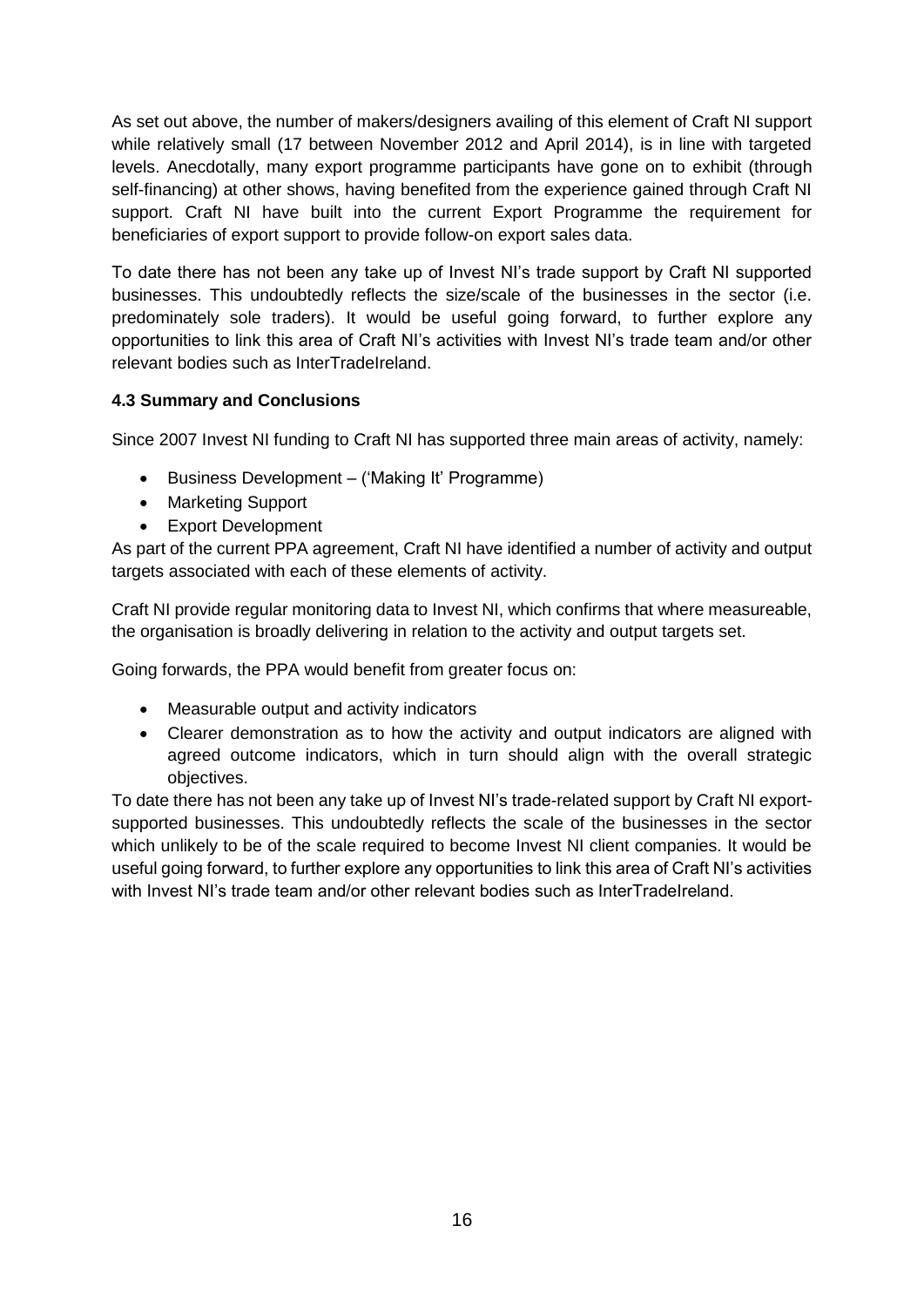As set out above, the number of makers/designers availing of this element of Craft NI support while relatively small (17 between November 2012 and April 2014), is in line with targeted levels. Anecdotally, many export programme participants have gone on to exhibit (through self-financing) at other shows, having benefited from the experience gained through Craft NI support. Craft NI have built into the current Export Programme the requirement for beneficiaries of export support to provide follow-on export sales data.

To date there has not been any take up of Invest NI's trade support by Craft NI supported businesses. This undoubtedly reflects the size/scale of the businesses in the sector (i.e. predominately sole traders). It would be useful going forward, to further explore any opportunities to link this area of Craft NI's activities with Invest NI's trade team and/or other relevant bodies such as InterTradeIreland.

### 4.3 Summary and Conclusions

Since 2007 Invest NI funding to Craft NI has supported three main areas of activity, namely:

- Business Development – ('Making It' Programme)
- Marketing Support
- Export Development

As part of the current PPA agreement, Craft NI have identified a number of activity and output targets associated with each of these elements of activity.

Craft NI provide regular monitoring data to Invest NI, which confirms that where measureable, the organisation is broadly delivering in relation to the activity and output targets set.

Going forwards, the PPA would benefit from greater focus on:

- Measurable output and activity indicators
- Clearer demonstration as to how the activity and output indicators are aligned with agreed outcome indicators, which in turn should align with the overall strategic objectives.

To date there has not been any take up of Invest NI's trade-related support by Craft NI export-supported businesses. This undoubtedly reflects the scale of the businesses in the sector which unlikely to be of the scale required to become Invest NI client companies. It would be useful going forward, to further explore any opportunities to link this area of Craft NI's activities with Invest NI's trade team and/or other relevant bodies such as InterTradeIreland.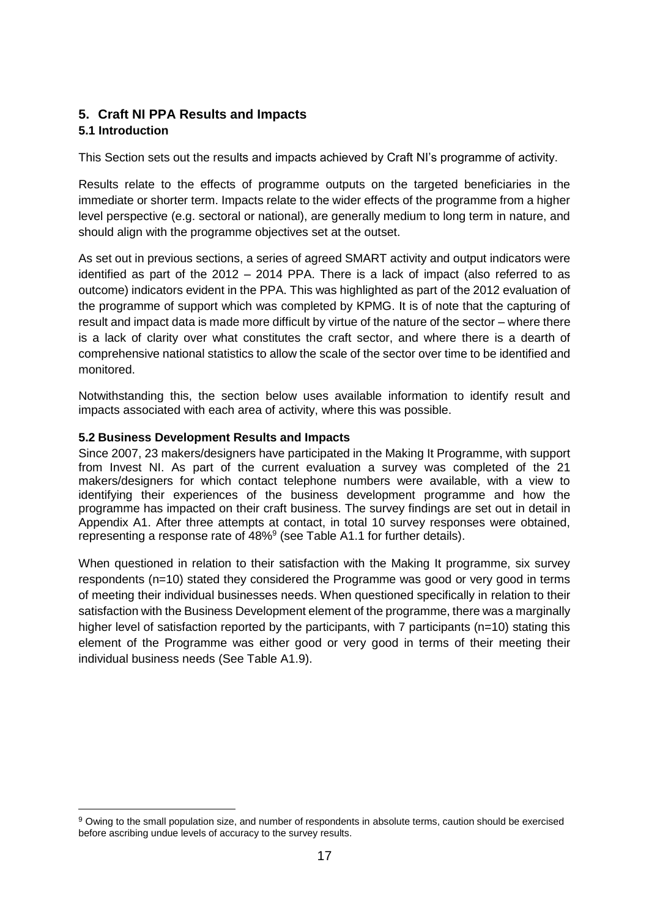## 5. Craft NI PPA Results and Impacts

### 5.1 Introduction

This Section sets out the results and impacts achieved by Craft NI's programme of activity.

Results relate to the effects of programme outputs on the targeted beneficiaries in the immediate or shorter term. Impacts relate to the wider effects of the programme from a higher level perspective (e.g. sectoral or national), are generally medium to long term in nature, and should align with the programme objectives set at the outset.

As set out in previous sections, a series of agreed SMART activity and output indicators were identified as part of the 2012 – 2014 PPA. There is a lack of impact (also referred to as outcome) indicators evident in the PPA. This was highlighted as part of the 2012 evaluation of the programme of support which was completed by KPMG. It is of note that the capturing of result and impact data is made more difficult by virtue of the nature of the sector – where there is a lack of clarity over what constitutes the craft sector, and where there is a dearth of comprehensive national statistics to allow the scale of the sector over time to be identified and monitored.

Notwithstanding this, the section below uses available information to identify result and impacts associated with each area of activity, where this was possible.

### 5.2 Business Development Results and Impacts

Since 2007, 23 makers/designers have participated in the Making It Programme, with support from Invest NI. As part of the current evaluation a survey was completed of the 21 makers/designers for which contact telephone numbers were available, with a view to identifying their experiences of the business development programme and how the programme has impacted on their craft business. The survey findings are set out in detail in Appendix A1. After three attempts at contact, in total 10 survey responses were obtained, representing a response rate of 48%[9] (see Table A1.1 for further details).

When questioned in relation to their satisfaction with the Making It programme, six survey respondents (n=10) stated they considered the Programme was good or very good in terms of meeting their individual businesses needs. When questioned specifically in relation to their satisfaction with the Business Development element of the programme, there was a marginally higher level of satisfaction reported by the participants, with 7 participants (n=10) stating this element of the Programme was either good or very good in terms of their meeting their individual business needs (See Table A1.9).

[9] Owing to the small population size, and number of respondents in absolute terms, caution should be exercised before ascribing undue levels of accuracy to the survey results.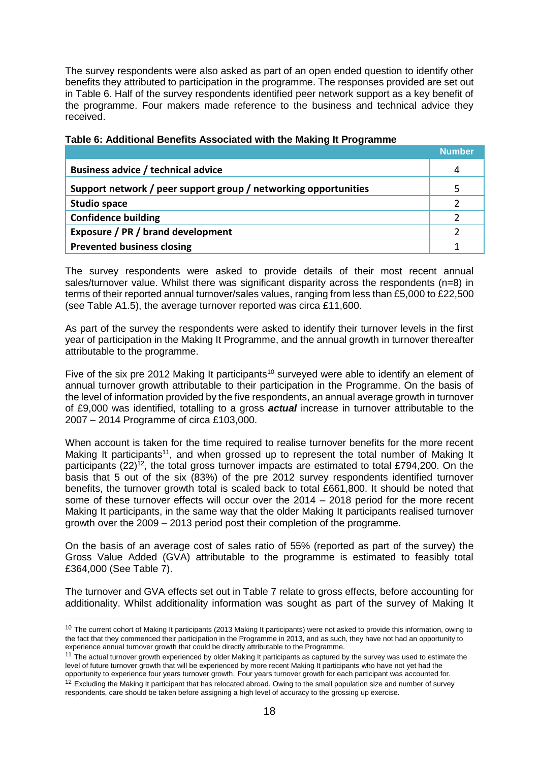The survey respondents were also asked as part of an open ended question to identify other benefits they attributed to participation in the programme. The responses provided are set out in Table 6. Half of the survey respondents identified peer network support as a key benefit of the programme. Four makers made reference to the business and technical advice they received.

**Table 6: Additional Benefits Associated with the Making It Programme**

| | Number |
|---|---|
| **Business advice / technical advice** | 4 |
| **Support network / peer support group / networking opportunities** | 5 |
| **Studio space** | 2 |
| **Confidence building** | 2 |
| **Exposure / PR / brand development** | 2 |
| **Prevented business closing** | 1 |

The survey respondents were asked to provide details of their most recent annual sales/turnover value. Whilst there was significant disparity across the respondents (n=8) in terms of their reported annual turnover/sales values, ranging from less than £5,000 to £22,500 (see Table A1.5), the average turnover reported was circa £11,600.

As part of the survey the respondents were asked to identify their turnover levels in the first year of participation in the Making It Programme, and the annual growth in turnover thereafter attributable to the programme.

Five of the six pre 2012 Making It participants[10] surveyed were able to identify an element of annual turnover growth attributable to their participation in the Programme. On the basis of the level of information provided by the five respondents, an annual average growth in turnover of £9,000 was identified, totalling to a gross ***actual*** increase in turnover attributable to the 2007 – 2014 Programme of circa £103,000.

When account is taken for the time required to realise turnover benefits for the more recent Making It participants[11], and when grossed up to represent the total number of Making It participants (22)[12], the total gross turnover impacts are estimated to total £794,200. On the basis that 5 out of the six (83%) of the pre 2012 survey respondents identified turnover benefits, the turnover growth total is scaled back to total £661,800. It should be noted that some of these turnover effects will occur over the 2014 – 2018 period for the more recent Making It participants, in the same way that the older Making It participants realised turnover growth over the 2009 – 2013 period post their completion of the programme.

On the basis of an average cost of sales ratio of 55% (reported as part of the survey) the Gross Value Added (GVA) attributable to the programme is estimated to feasibly total £364,000 (See Table 7).

The turnover and GVA effects set out in Table 7 relate to gross effects, before accounting for additionality. Whilst additionality information was sought as part of the survey of Making It

[10] The current cohort of Making It participants (2013 Making It participants) were not asked to provide this information, owing to the fact that they commenced their participation in the Programme in 2013, and as such, they have not had an opportunity to experience annual turnover growth that could be directly attributable to the Programme.

[11] The actual turnover growth experienced by older Making It participants as captured by the survey was used to estimate the level of future turnover growth that will be experienced by more recent Making It participants who have not yet had the opportunity to experience four years turnover growth. Four years turnover growth for each participant was accounted for.

[12] Excluding the Making It participant that has relocated abroad. Owing to the small population size and number of survey respondents, care should be taken before assigning a high level of accuracy to the grossing up exercise.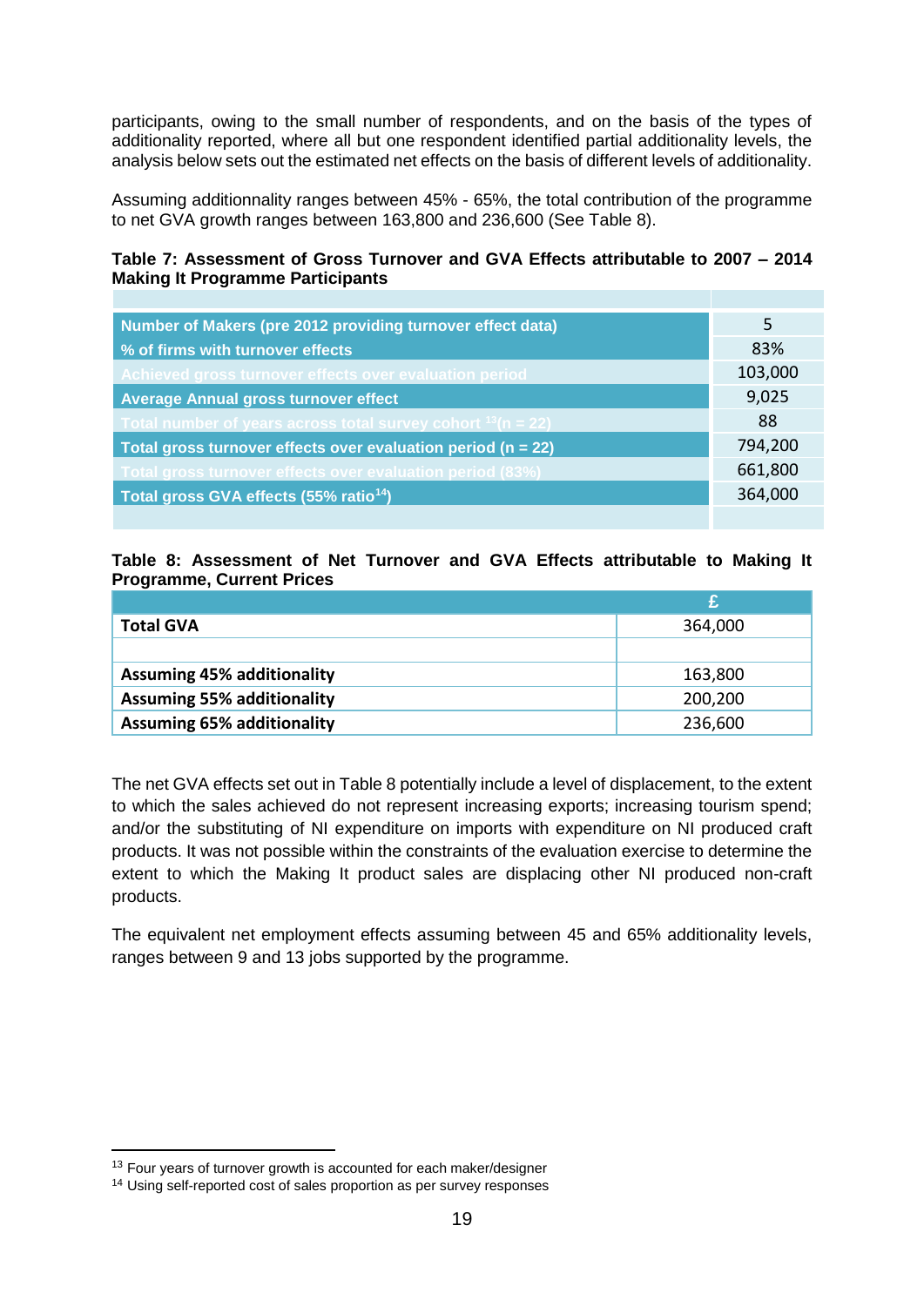participants, owing to the small number of respondents, and on the basis of the types of additionality reported, where all but one respondent identified partial additionality levels, the analysis below sets out the estimated net effects on the basis of different levels of additionality.

Assuming additionnality ranges between 45% - 65%, the total contribution of the programme to net GVA growth ranges between 163,800 and 236,600 (See Table 8).

**Table 7: Assessment of Gross Turnover and GVA Effects attributable to 2007 – 2014 Making It Programme Participants**

| | |
|---|---|
| **Number of Makers (pre 2012 providing turnover effect data)** | 5 |
| **% of firms with turnover effects** | 83% |
| **Achieved gross turnover effects over evaluation period** | 103,000 |
| **Average Annual gross turnover effect** | 9,025 |
| **Total number of years across total survey cohort [13] (n = 22)** | 88 |
| **Total gross turnover effects over evaluation period (n = 22)** | 794,200 |
| **Total gross turnover effects over evaluation period (83%)** | 661,800 |
| **Total gross GVA effects (55% ratio[14])** | 364,000 |

**Table 8: Assessment of Net Turnover and GVA Effects attributable to Making It Programme, Current Prices**

| | £ |
|---|---|
| **Total GVA** | 364,000 |
| | |
| **Assuming 45% additionality** | 163,800 |
| **Assuming 55% additionality** | 200,200 |
| **Assuming 65% additionality** | 236,600 |

The net GVA effects set out in Table 8 potentially include a level of displacement, to the extent to which the sales achieved do not represent increasing exports; increasing tourism spend; and/or the substituting of NI expenditure on imports with expenditure on NI produced craft products. It was not possible within the constraints of the evaluation exercise to determine the extent to which the Making It product sales are displacing other NI produced non-craft products.

The equivalent net employment effects assuming between 45 and 65% additionality levels, ranges between 9 and 13 jobs supported by the programme.

[13] Four years of turnover growth is accounted for each maker/designer

[14] Using self-reported cost of sales proportion as per survey responses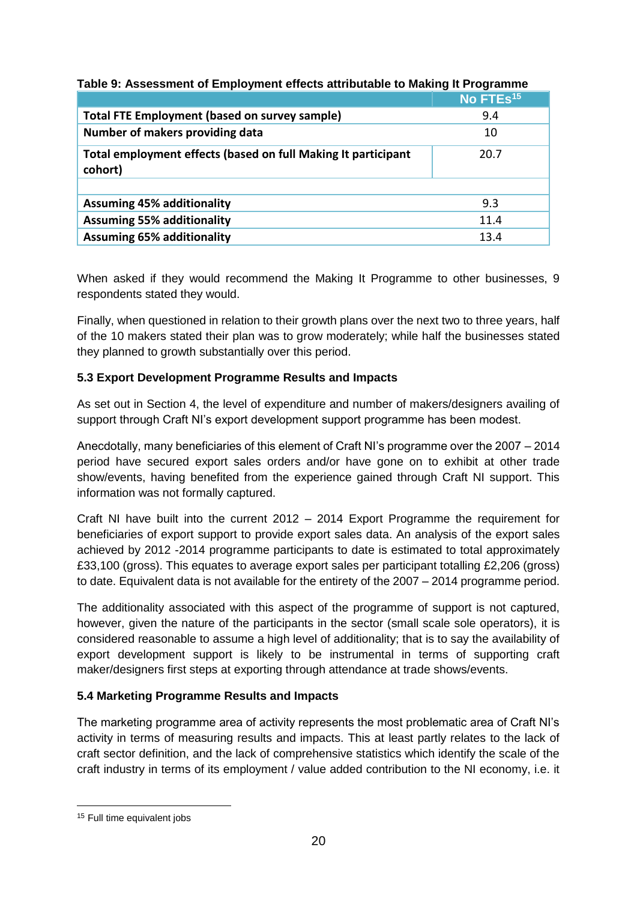**Table 9: Assessment of Employment effects attributable to Making It Programme**

| | No FTEs[15] |
|---|---|
| **Total FTE Employment (based on survey sample)** | 9.4 |
| **Number of makers providing data** | 10 |
| **Total employment effects (based on full Making It participant cohort)** | 20.7 |
| | |
| **Assuming 45% additionality** | 9.3 |
| **Assuming 55% additionality** | 11.4 |
| **Assuming 65% additionality** | 13.4 |

When asked if they would recommend the Making It Programme to other businesses, 9 respondents stated they would.

Finally, when questioned in relation to their growth plans over the next two to three years, half of the 10 makers stated their plan was to grow moderately; while half the businesses stated they planned to growth substantially over this period.

### 5.3 Export Development Programme Results and Impacts

As set out in Section 4, the level of expenditure and number of makers/designers availing of support through Craft NI's export development support programme has been modest.

Anecdotally, many beneficiaries of this element of Craft NI's programme over the 2007 – 2014 period have secured export sales orders and/or have gone on to exhibit at other trade show/events, having benefited from the experience gained through Craft NI support. This information was not formally captured.

Craft NI have built into the current 2012 – 2014 Export Programme the requirement for beneficiaries of export support to provide export sales data. An analysis of the export sales achieved by 2012 -2014 programme participants to date is estimated to total approximately £33,100 (gross). This equates to average export sales per participant totalling £2,206 (gross) to date. Equivalent data is not available for the entirety of the 2007 – 2014 programme period.

The additionality associated with this aspect of the programme of support is not captured, however, given the nature of the participants in the sector (small scale sole operators), it is considered reasonable to assume a high level of additionality; that is to say the availability of export development support is likely to be instrumental in terms of supporting craft maker/designers first steps at exporting through attendance at trade shows/events.

### 5.4 Marketing Programme Results and Impacts

The marketing programme area of activity represents the most problematic area of Craft NI's activity in terms of measuring results and impacts. This at least partly relates to the lack of craft sector definition, and the lack of comprehensive statistics which identify the scale of the craft industry in terms of its employment / value added contribution to the NI economy, i.e. it

[15] Full time equivalent jobs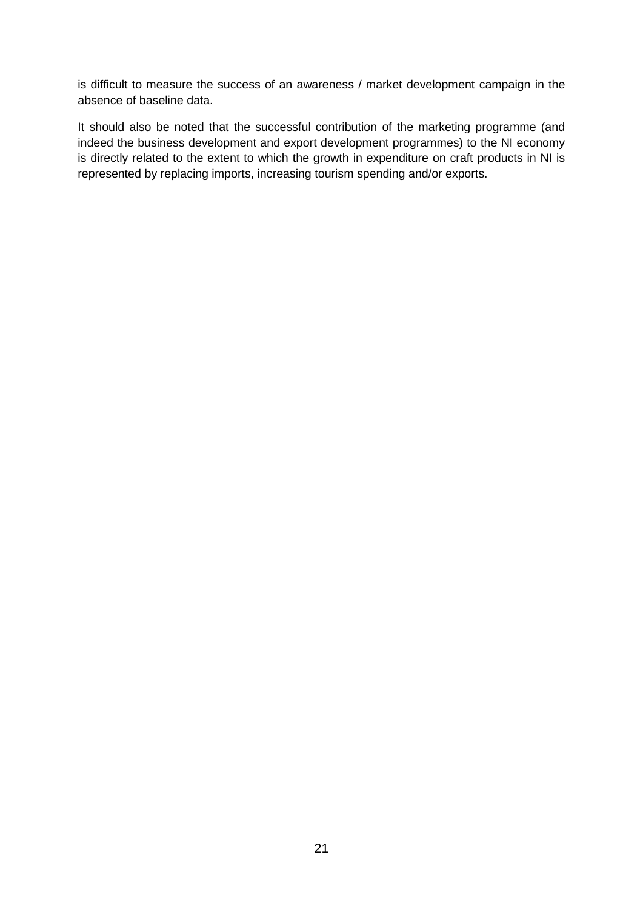is difficult to measure the success of an awareness / market development campaign in the absence of baseline data.

It should also be noted that the successful contribution of the marketing programme (and indeed the business development and export development programmes) to the NI economy is directly related to the extent to which the growth in expenditure on craft products in NI is represented by replacing imports, increasing tourism spending and/or exports.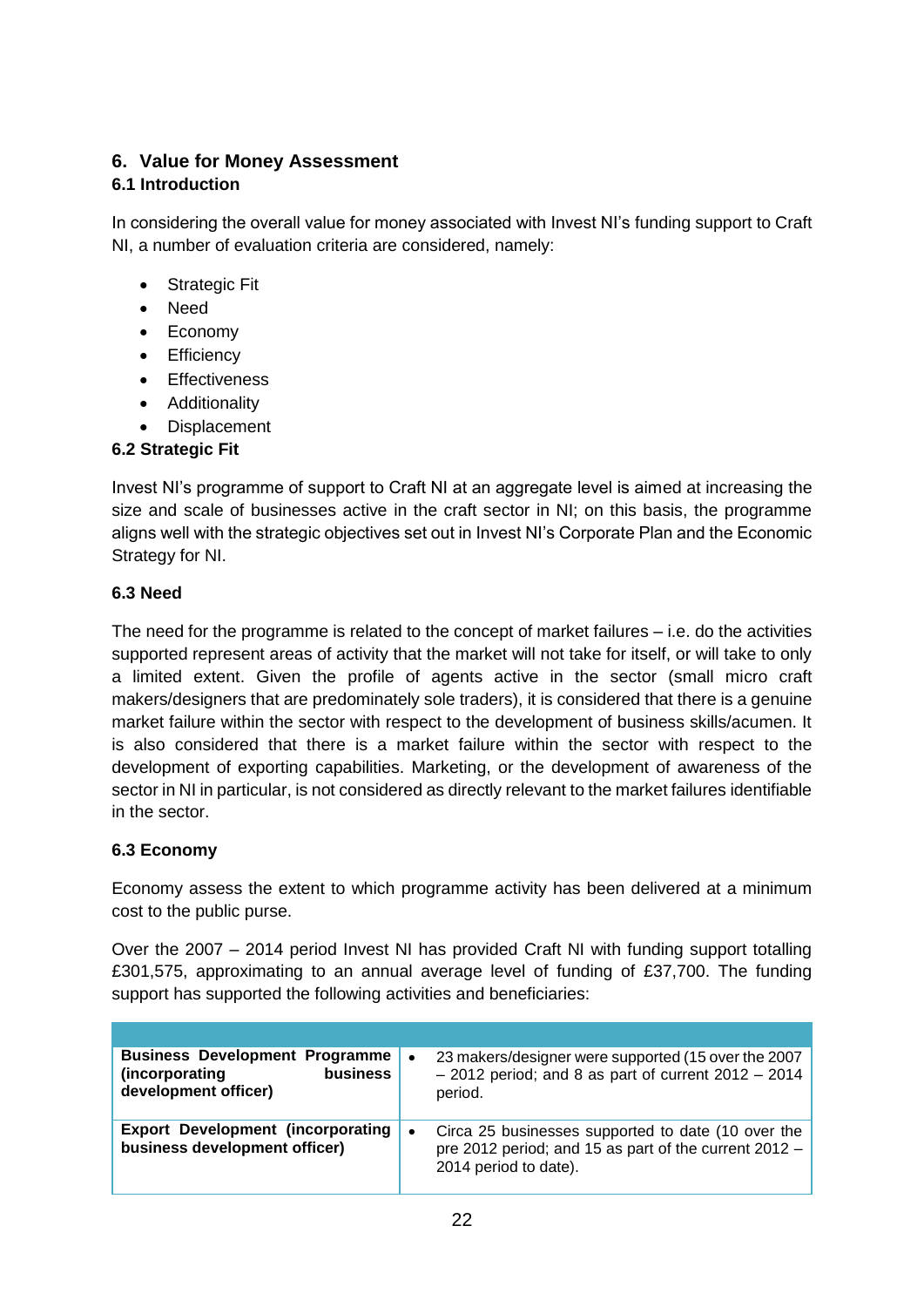## 6. Value for Money Assessment

### 6.1 Introduction

In considering the overall value for money associated with Invest NI's funding support to Craft NI, a number of evaluation criteria are considered, namely:

- Strategic Fit
- Need
- Economy
- Efficiency
- Effectiveness
- Additionality
- Displacement

### 6.2 Strategic Fit

Invest NI's programme of support to Craft NI at an aggregate level is aimed at increasing the size and scale of businesses active in the craft sector in NI; on this basis, the programme aligns well with the strategic objectives set out in Invest NI's Corporate Plan and the Economic Strategy for NI.

### 6.3 Need

The need for the programme is related to the concept of market failures – i.e. do the activities supported represent areas of activity that the market will not take for itself, or will take to only a limited extent. Given the profile of agents active in the sector (small micro craft makers/designers that are predominately sole traders), it is considered that there is a genuine market failure within the sector with respect to the development of business skills/acumen. It is also considered that there is a market failure within the sector with respect to the development of exporting capabilities. Marketing, or the development of awareness of the sector in NI in particular, is not considered as directly relevant to the market failures identifiable in the sector.

### 6.3 Economy

Economy assess the extent to which programme activity has been delivered at a minimum cost to the public purse.

Over the 2007 – 2014 period Invest NI has provided Craft NI with funding support totalling £301,575, approximating to an annual average level of funding of £37,700. The funding support has supported the following activities and beneficiaries:

| | |
|---|---|
| **Business Development Programme (incorporating business development officer)** | • 23 makers/designer were supported (15 over the 2007 – 2012 period; and 8 as part of current 2012 – 2014 period. |
| **Export Development (incorporating business development officer)** | • Circa 25 businesses supported to date (10 over the pre 2012 period; and 15 as part of the current 2012 – 2014 period to date). |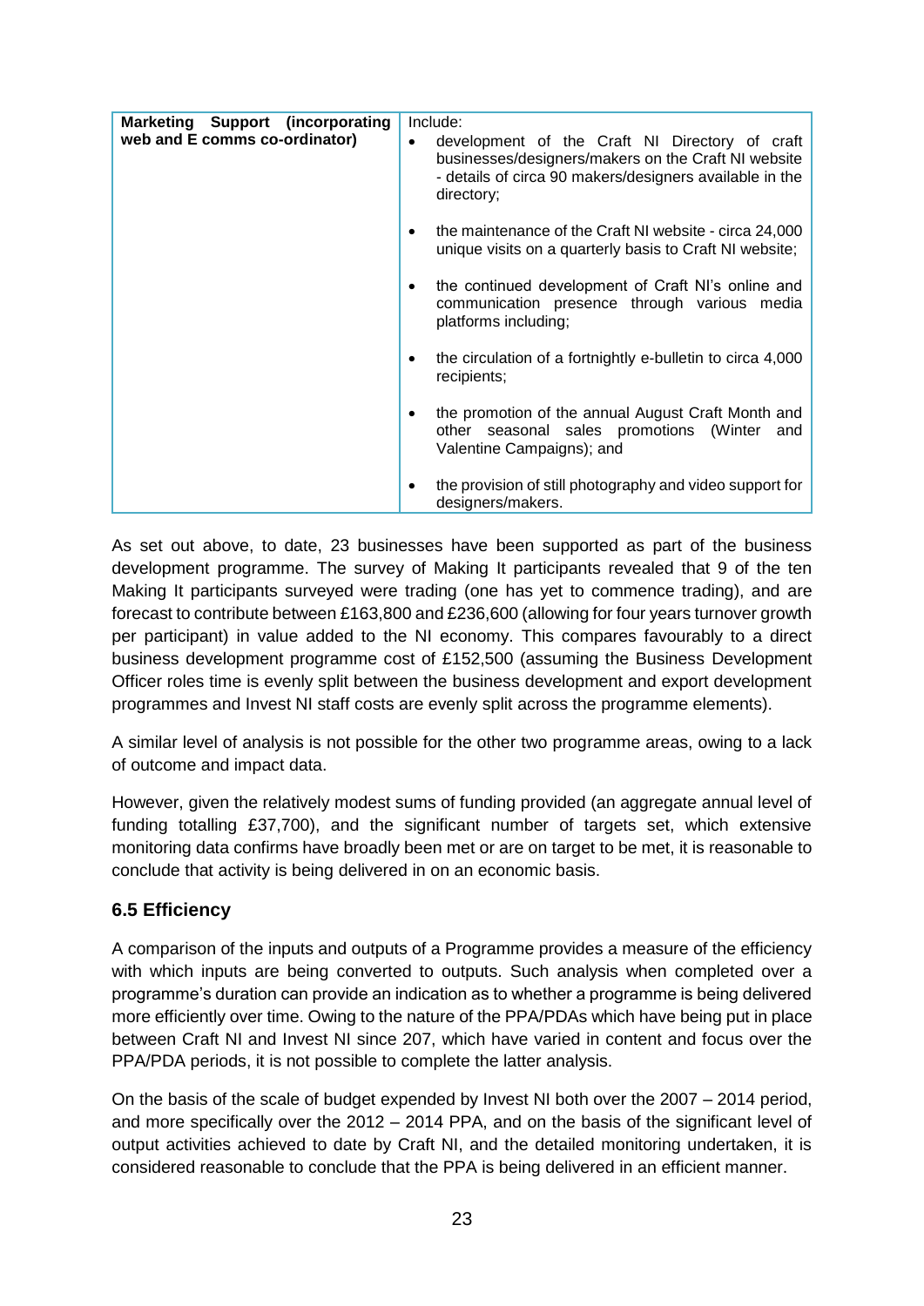| | |
|---|---|
| **Marketing Support (incorporating web and E comms co-ordinator)** | Include:<br>• development of the Craft NI Directory of craft businesses/designers/makers on the Craft NI website - details of circa 90 makers/designers available in the directory;<br>• the maintenance of the Craft NI website - circa 24,000 unique visits on a quarterly basis to Craft NI website;<br>• the continued development of Craft NI's online and communication presence through various media platforms including;<br>• the circulation of a fortnightly e-bulletin to circa 4,000 recipients;<br>• the promotion of the annual August Craft Month and other seasonal sales promotions (Winter and Valentine Campaigns); and<br>• the provision of still photography and video support for designers/makers. |

As set out above, to date, 23 businesses have been supported as part of the business development programme. The survey of Making It participants revealed that 9 of the ten Making It participants surveyed were trading (one has yet to commence trading), and are forecast to contribute between £163,800 and £236,600 (allowing for four years turnover growth per participant) in value added to the NI economy. This compares favourably to a direct business development programme cost of £152,500 (assuming the Business Development Officer roles time is evenly split between the business development and export development programmes and Invest NI staff costs are evenly split across the programme elements).

A similar level of analysis is not possible for the other two programme areas, owing to a lack of outcome and impact data.

However, given the relatively modest sums of funding provided (an aggregate annual level of funding totalling £37,700), and the significant number of targets set, which extensive monitoring data confirms have broadly been met or are on target to be met, it is reasonable to conclude that activity is being delivered in on an economic basis.

### 6.5 Efficiency

A comparison of the inputs and outputs of a Programme provides a measure of the efficiency with which inputs are being converted to outputs. Such analysis when completed over a programme's duration can provide an indication as to whether a programme is being delivered more efficiently over time. Owing to the nature of the PPA/PDAs which have being put in place between Craft NI and Invest NI since 207, which have varied in content and focus over the PPA/PDA periods, it is not possible to complete the latter analysis.

On the basis of the scale of budget expended by Invest NI both over the 2007 – 2014 period, and more specifically over the 2012 – 2014 PPA, and on the basis of the significant level of output activities achieved to date by Craft NI, and the detailed monitoring undertaken, it is considered reasonable to conclude that the PPA is being delivered in an efficient manner.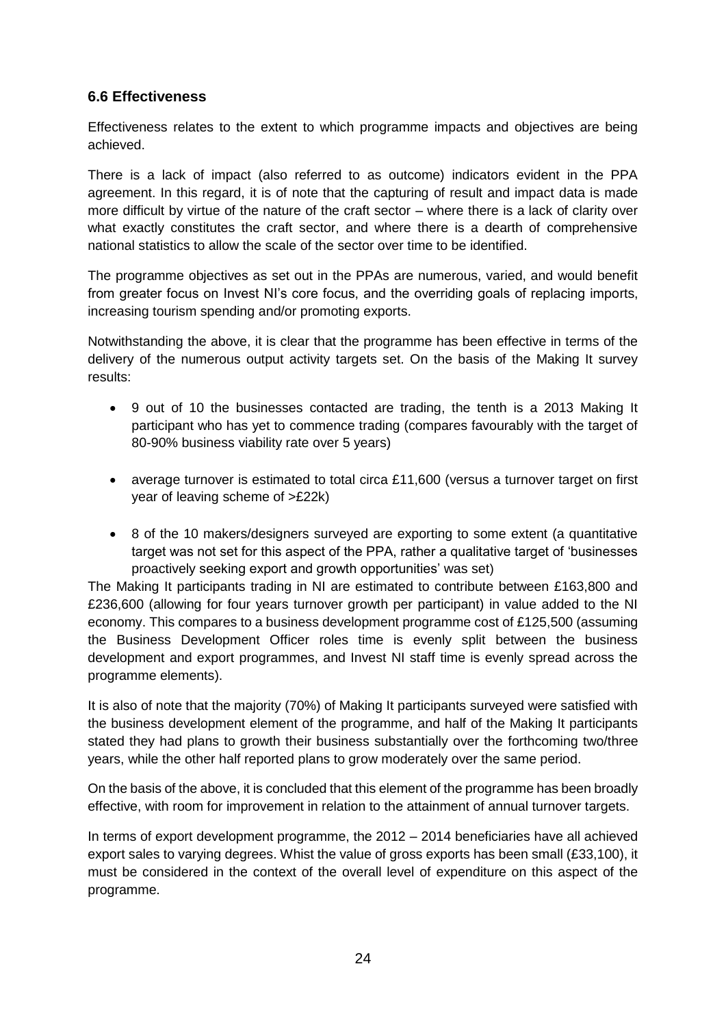### 6.6 Effectiveness

Effectiveness relates to the extent to which programme impacts and objectives are being achieved.

There is a lack of impact (also referred to as outcome) indicators evident in the PPA agreement. In this regard, it is of note that the capturing of result and impact data is made more difficult by virtue of the nature of the craft sector – where there is a lack of clarity over what exactly constitutes the craft sector, and where there is a dearth of comprehensive national statistics to allow the scale of the sector over time to be identified.

The programme objectives as set out in the PPAs are numerous, varied, and would benefit from greater focus on Invest NI's core focus, and the overriding goals of replacing imports, increasing tourism spending and/or promoting exports.

Notwithstanding the above, it is clear that the programme has been effective in terms of the delivery of the numerous output activity targets set. On the basis of the Making It survey results:

- 9 out of 10 the businesses contacted are trading, the tenth is a 2013 Making It participant who has yet to commence trading (compares favourably with the target of 80-90% business viability rate over 5 years)
- average turnover is estimated to total circa £11,600 (versus a turnover target on first year of leaving scheme of >£22k)
- 8 of the 10 makers/designers surveyed are exporting to some extent (a quantitative target was not set for this aspect of the PPA, rather a qualitative target of 'businesses proactively seeking export and growth opportunities' was set)

The Making It participants trading in NI are estimated to contribute between £163,800 and £236,600 (allowing for four years turnover growth per participant) in value added to the NI economy. This compares to a business development programme cost of £125,500 (assuming the Business Development Officer roles time is evenly split between the business development and export programmes, and Invest NI staff time is evenly spread across the programme elements).

It is also of note that the majority (70%) of Making It participants surveyed were satisfied with the business development element of the programme, and half of the Making It participants stated they had plans to growth their business substantially over the forthcoming two/three years, while the other half reported plans to grow moderately over the same period.

On the basis of the above, it is concluded that this element of the programme has been broadly effective, with room for improvement in relation to the attainment of annual turnover targets.

In terms of export development programme, the 2012 – 2014 beneficiaries have all achieved export sales to varying degrees. Whist the value of gross exports has been small (£33,100), it must be considered in the context of the overall level of expenditure on this aspect of the programme.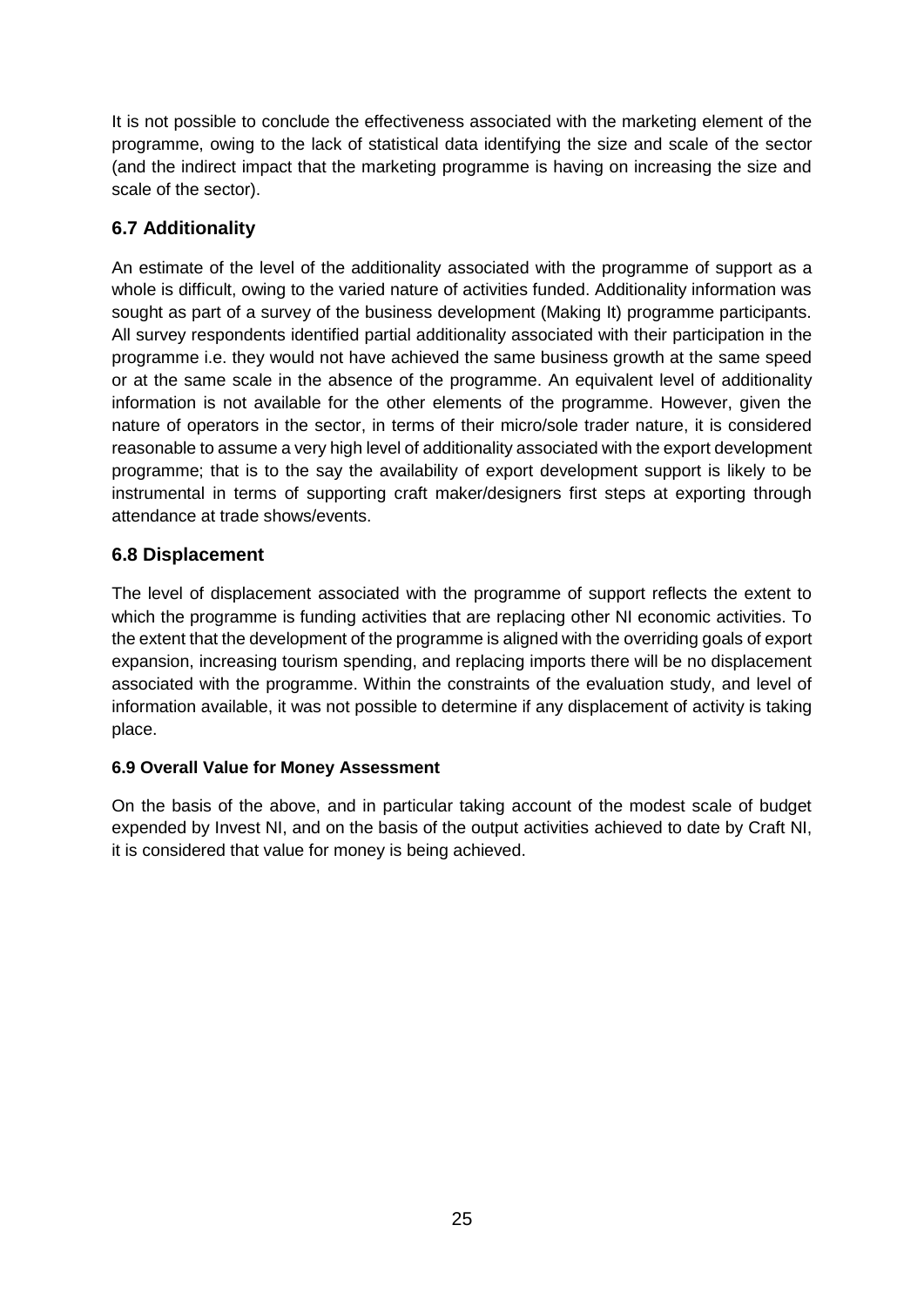It is not possible to conclude the effectiveness associated with the marketing element of the programme, owing to the lack of statistical data identifying the size and scale of the sector (and the indirect impact that the marketing programme is having on increasing the size and scale of the sector).

## 6.7 Additionality

An estimate of the level of the additionality associated with the programme of support as a whole is difficult, owing to the varied nature of activities funded. Additionality information was sought as part of a survey of the business development (Making It) programme participants. All survey respondents identified partial additionality associated with their participation in the programme i.e. they would not have achieved the same business growth at the same speed or at the same scale in the absence of the programme. An equivalent level of additionality information is not available for the other elements of the programme. However, given the nature of operators in the sector, in terms of their micro/sole trader nature, it is considered reasonable to assume a very high level of additionality associated with the export development programme; that is to the say the availability of export development support is likely to be instrumental in terms of supporting craft maker/designers first steps at exporting through attendance at trade shows/events.

## 6.8 Displacement

The level of displacement associated with the programme of support reflects the extent to which the programme is funding activities that are replacing other NI economic activities. To the extent that the development of the programme is aligned with the overriding goals of export expansion, increasing tourism spending, and replacing imports there will be no displacement associated with the programme. Within the constraints of the evaluation study, and level of information available, it was not possible to determine if any displacement of activity is taking place.

### 6.9 Overall Value for Money Assessment

On the basis of the above, and in particular taking account of the modest scale of budget expended by Invest NI, and on the basis of the output activities achieved to date by Craft NI, it is considered that value for money is being achieved.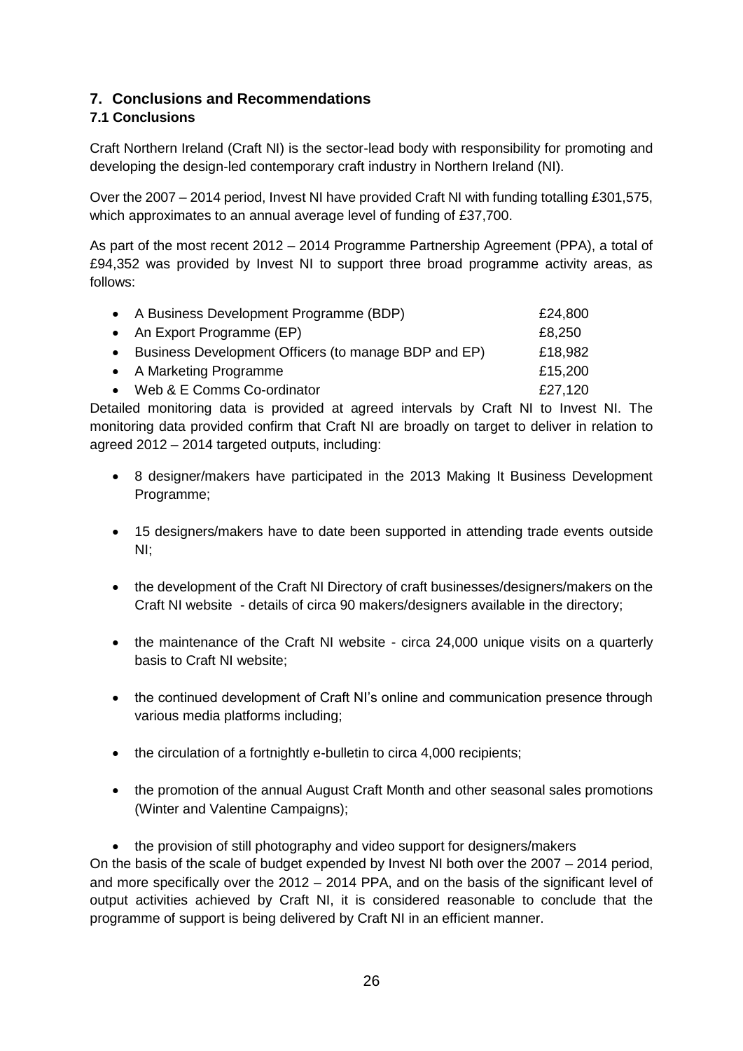## 7. Conclusions and Recommendations

### 7.1 Conclusions

Craft Northern Ireland (Craft NI) is the sector-lead body with responsibility for promoting and developing the design-led contemporary craft industry in Northern Ireland (NI).

Over the 2007 – 2014 period, Invest NI have provided Craft NI with funding totalling £301,575, which approximates to an annual average level of funding of £37,700.

As part of the most recent 2012 – 2014 Programme Partnership Agreement (PPA), a total of £94,352 was provided by Invest NI to support three broad programme activity areas, as follows:

- A Business Development Programme (BDP) £24,800
- An Export Programme (EP) £8,250
- Business Development Officers (to manage BDP and EP) £18,982
- A Marketing Programme £15,200
- Web & E Comms Co-ordinator £27,120

Detailed monitoring data is provided at agreed intervals by Craft NI to Invest NI. The monitoring data provided confirm that Craft NI are broadly on target to deliver in relation to agreed 2012 – 2014 targeted outputs, including:

- 8 designer/makers have participated in the 2013 Making It Business Development Programme;
- 15 designers/makers have to date been supported in attending trade events outside NI;
- the development of the Craft NI Directory of craft businesses/designers/makers on the Craft NI website - details of circa 90 makers/designers available in the directory;
- the maintenance of the Craft NI website - circa 24,000 unique visits on a quarterly basis to Craft NI website;
- the continued development of Craft NI's online and communication presence through various media platforms including;
- the circulation of a fortnightly e-bulletin to circa 4,000 recipients;
- the promotion of the annual August Craft Month and other seasonal sales promotions (Winter and Valentine Campaigns);
- the provision of still photography and video support for designers/makers

On the basis of the scale of budget expended by Invest NI both over the 2007 – 2014 period, and more specifically over the 2012 – 2014 PPA, and on the basis of the significant level of output activities achieved by Craft NI, it is considered reasonable to conclude that the programme of support is being delivered by Craft NI in an efficient manner.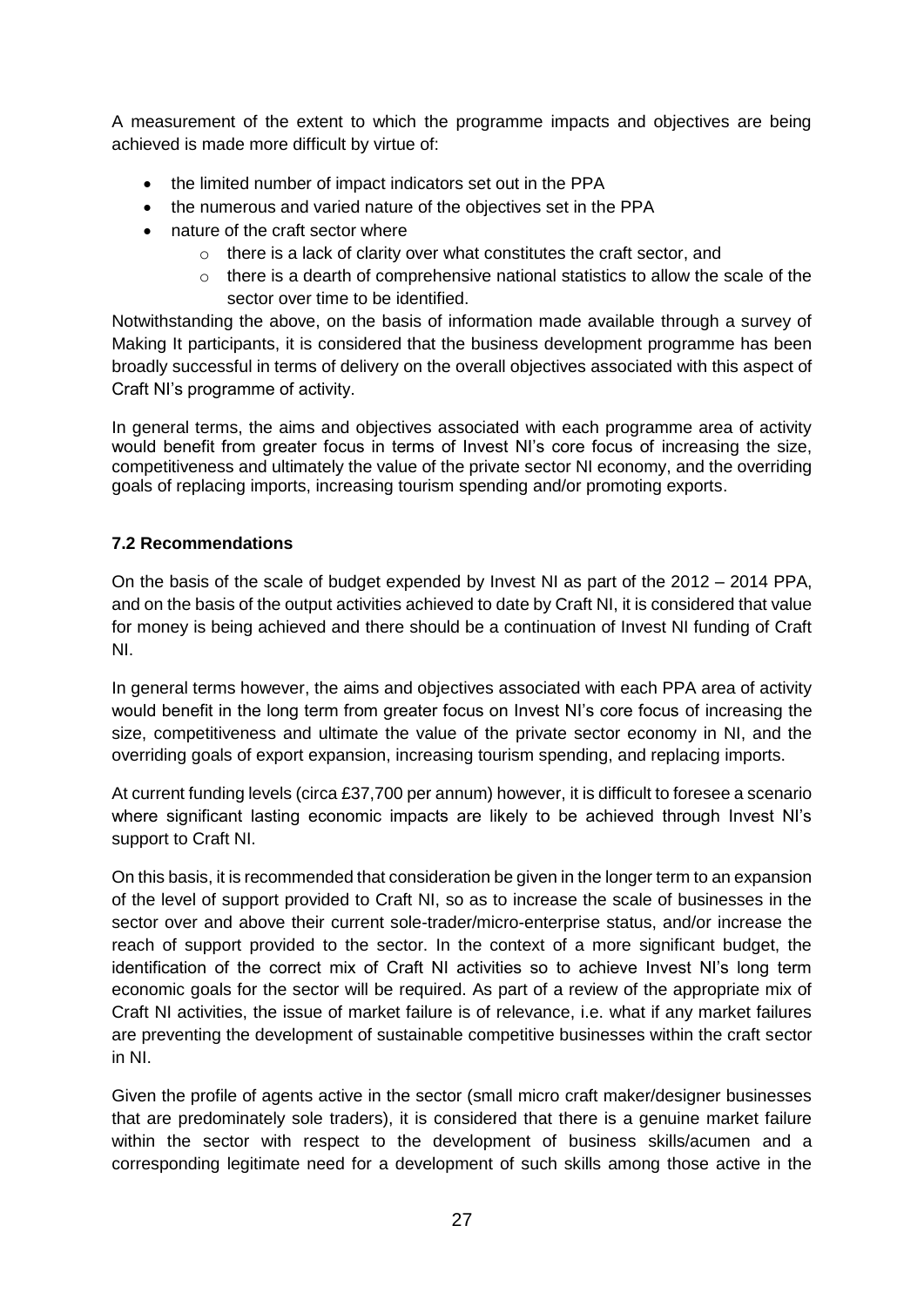A measurement of the extent to which the programme impacts and objectives are being achieved is made more difficult by virtue of:

- the limited number of impact indicators set out in the PPA
- the numerous and varied nature of the objectives set in the PPA
- nature of the craft sector where
  - there is a lack of clarity over what constitutes the craft sector, and
  - there is a dearth of comprehensive national statistics to allow the scale of the sector over time to be identified.

Notwithstanding the above, on the basis of information made available through a survey of Making It participants, it is considered that the business development programme has been broadly successful in terms of delivery on the overall objectives associated with this aspect of Craft NI's programme of activity.

In general terms, the aims and objectives associated with each programme area of activity would benefit from greater focus in terms of Invest NI's core focus of increasing the size, competitiveness and ultimately the value of the private sector NI economy, and the overriding goals of replacing imports, increasing tourism spending and/or promoting exports.

**7.2 Recommendations**

On the basis of the scale of budget expended by Invest NI as part of the 2012 – 2014 PPA, and on the basis of the output activities achieved to date by Craft NI, it is considered that value for money is being achieved and there should be a continuation of Invest NI funding of Craft NI.

In general terms however, the aims and objectives associated with each PPA area of activity would benefit in the long term from greater focus on Invest NI's core focus of increasing the size, competitiveness and ultimate the value of the private sector economy in NI, and the overriding goals of export expansion, increasing tourism spending, and replacing imports.

At current funding levels (circa £37,700 per annum) however, it is difficult to foresee a scenario where significant lasting economic impacts are likely to be achieved through Invest NI's support to Craft NI.

On this basis, it is recommended that consideration be given in the longer term to an expansion of the level of support provided to Craft NI, so as to increase the scale of businesses in the sector over and above their current sole-trader/micro-enterprise status, and/or increase the reach of support provided to the sector. In the context of a more significant budget, the identification of the correct mix of Craft NI activities so to achieve Invest NI's long term economic goals for the sector will be required. As part of a review of the appropriate mix of Craft NI activities, the issue of market failure is of relevance, i.e. what if any market failures are preventing the development of sustainable competitive businesses within the craft sector in NI.

Given the profile of agents active in the sector (small micro craft maker/designer businesses that are predominately sole traders), it is considered that there is a genuine market failure within the sector with respect to the development of business skills/acumen and a corresponding legitimate need for a development of such skills among those active in the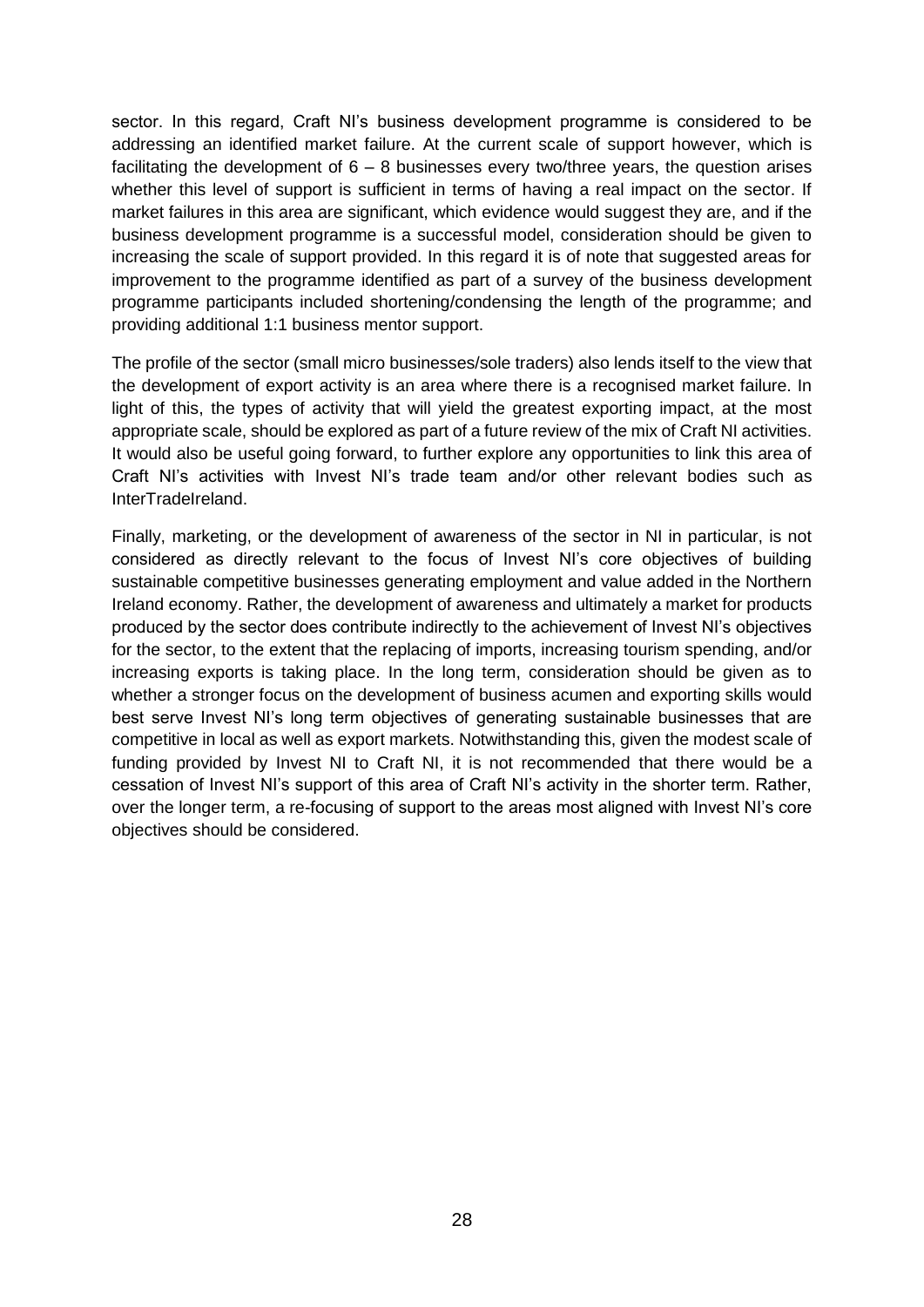sector. In this regard, Craft NI's business development programme is considered to be addressing an identified market failure. At the current scale of support however, which is facilitating the development of 6 – 8 businesses every two/three years, the question arises whether this level of support is sufficient in terms of having a real impact on the sector. If market failures in this area are significant, which evidence would suggest they are, and if the business development programme is a successful model, consideration should be given to increasing the scale of support provided. In this regard it is of note that suggested areas for improvement to the programme identified as part of a survey of the business development programme participants included shortening/condensing the length of the programme; and providing additional 1:1 business mentor support.

The profile of the sector (small micro businesses/sole traders) also lends itself to the view that the development of export activity is an area where there is a recognised market failure. In light of this, the types of activity that will yield the greatest exporting impact, at the most appropriate scale, should be explored as part of a future review of the mix of Craft NI activities. It would also be useful going forward, to further explore any opportunities to link this area of Craft NI's activities with Invest NI's trade team and/or other relevant bodies such as InterTradeIreland.

Finally, marketing, or the development of awareness of the sector in NI in particular, is not considered as directly relevant to the focus of Invest NI's core objectives of building sustainable competitive businesses generating employment and value added in the Northern Ireland economy. Rather, the development of awareness and ultimately a market for products produced by the sector does contribute indirectly to the achievement of Invest NI's objectives for the sector, to the extent that the replacing of imports, increasing tourism spending, and/or increasing exports is taking place. In the long term, consideration should be given as to whether a stronger focus on the development of business acumen and exporting skills would best serve Invest NI's long term objectives of generating sustainable businesses that are competitive in local as well as export markets. Notwithstanding this, given the modest scale of funding provided by Invest NI to Craft NI, it is not recommended that there would be a cessation of Invest NI's support of this area of Craft NI's activity in the shorter term. Rather, over the longer term, a re-focusing of support to the areas most aligned with Invest NI's core objectives should be considered.